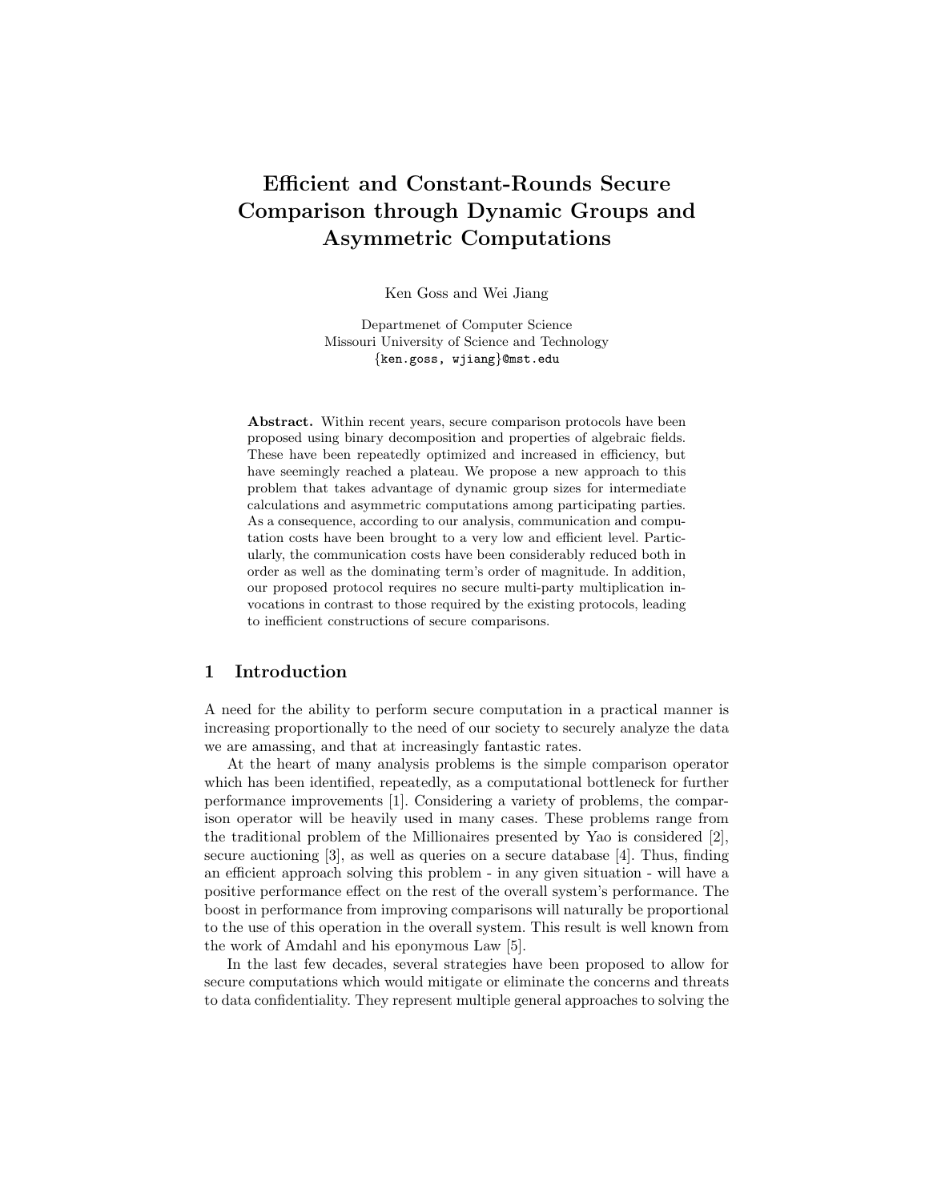# Efficient and Constant-Rounds Secure Comparison through Dynamic Groups and Asymmetric Computations

Ken Goss and Wei Jiang

Departmenet of Computer Science
Missouri University of Science and Technology
{ken.goss, wjiang}@mst.edu

**Abstract.** Within recent years, secure comparison protocols have been proposed using binary decomposition and properties of algebraic fields. These have been repeatedly optimized and increased in efficiency, but have seemingly reached a plateau. We propose a new approach to this problem that takes advantage of dynamic group sizes for intermediate calculations and asymmetric computations among participating parties. As a consequence, according to our analysis, communication and computation costs have been brought to a very low and efficient level. Particularly, the communication costs have been considerably reduced both in order as well as the dominating term's order of magnitude. In addition, our proposed protocol requires no secure multi-party multiplication invocations in contrast to those required by the existing protocols, leading to inefficient constructions of secure comparisons.

## 1 Introduction

A need for the ability to perform secure computation in a practical manner is increasing proportionally to the need of our society to securely analyze the data we are amassing, and that at increasingly fantastic rates.

At the heart of many analysis problems is the simple comparison operator which has been identified, repeatedly, as a computational bottleneck for further performance improvements [1]. Considering a variety of problems, the comparison operator will be heavily used in many cases. These problems range from the traditional problem of the Millionaires presented by Yao is considered [2], secure auctioning [3], as well as queries on a secure database [4]. Thus, finding an efficient approach solving this problem - in any given situation - will have a positive performance effect on the rest of the overall system's performance. The boost in performance from improving comparisons will naturally be proportional to the use of this operation in the overall system. This result is well known from the work of Amdahl and his eponymous Law [5].

In the last few decades, several strategies have been proposed to allow for secure computations which would mitigate or eliminate the concerns and threats to data confidentiality. They represent multiple general approaches to solving the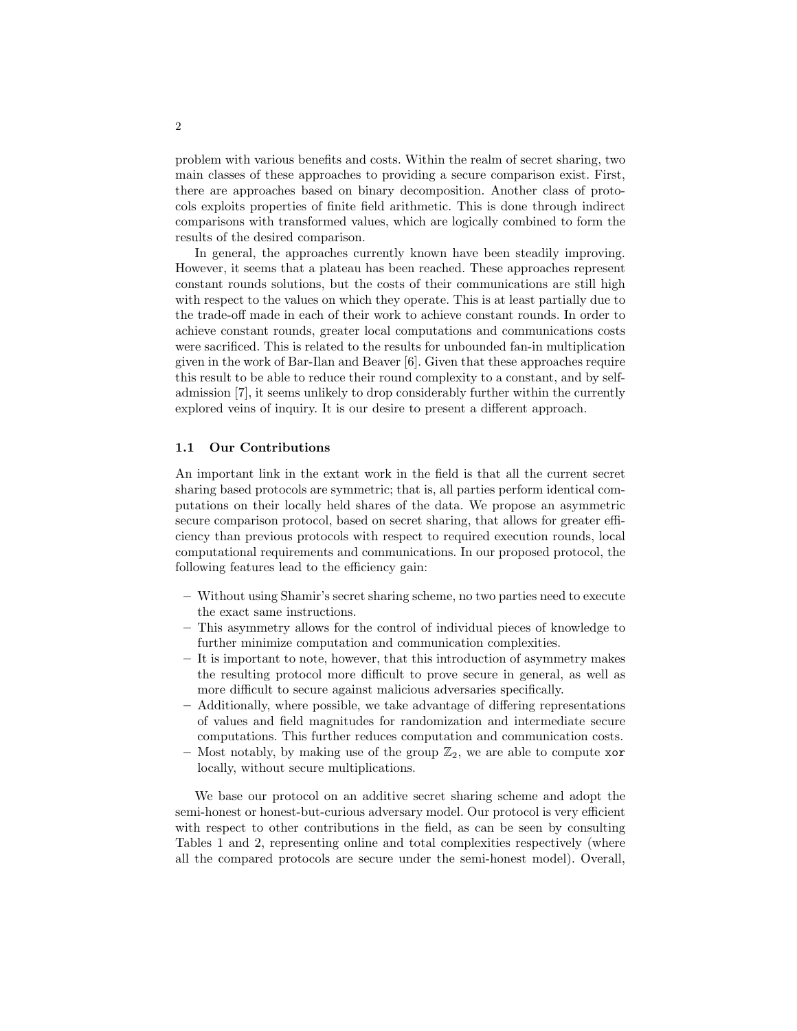problem with various benefits and costs. Within the realm of secret sharing, two main classes of these approaches to providing a secure comparison exist. First, there are approaches based on binary decomposition. Another class of protocols exploits properties of finite field arithmetic. This is done through indirect comparisons with transformed values, which are logically combined to form the results of the desired comparison.

In general, the approaches currently known have been steadily improving. However, it seems that a plateau has been reached. These approaches represent constant rounds solutions, but the costs of their communications are still high with respect to the values on which they operate. This is at least partially due to the trade-off made in each of their work to achieve constant rounds. In order to achieve constant rounds, greater local computations and communications costs were sacrificed. This is related to the results for unbounded fan-in multiplication given in the work of Bar-Ilan and Beaver [6]. Given that these approaches require this result to be able to reduce their round complexity to a constant, and by self-admission [7], it seems unlikely to drop considerably further within the currently explored veins of inquiry. It is our desire to present a different approach.

### 1.1 Our Contributions

An important link in the extant work in the field is that all the current secret sharing based protocols are symmetric; that is, all parties perform identical computations on their locally held shares of the data. We propose an asymmetric secure comparison protocol, based on secret sharing, that allows for greater efficiency than previous protocols with respect to required execution rounds, local computational requirements and communications. In our proposed protocol, the following features lead to the efficiency gain:

- Without using Shamir's secret sharing scheme, no two parties need to execute the exact same instructions.
- This asymmetry allows for the control of individual pieces of knowledge to further minimize computation and communication complexities.
- It is important to note, however, that this introduction of asymmetry makes the resulting protocol more difficult to prove secure in general, as well as more difficult to secure against malicious adversaries specifically.
- Additionally, where possible, we take advantage of differing representations of values and field magnitudes for randomization and intermediate secure computations. This further reduces computation and communication costs.
- Most notably, by making use of the group $\mathbb{Z}_2$, we are able to compute `xor` locally, without secure multiplications.

We base our protocol on an additive secret sharing scheme and adopt the semi-honest or honest-but-curious adversary model. Our protocol is very efficient with respect to other contributions in the field, as can be seen by consulting Tables 1 and 2, representing online and total complexities respectively (where all the compared protocols are secure under the semi-honest model). Overall,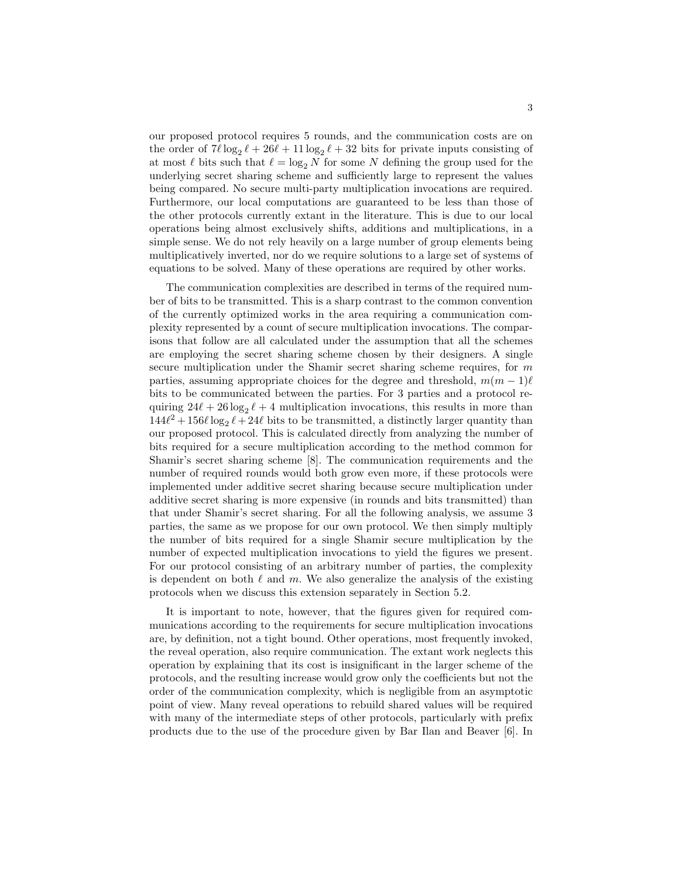our proposed protocol requires 5 rounds, and the communication costs are on the order of $7\ell \log_2 \ell + 26\ell + 11 \log_2 \ell + 32$ bits for private inputs consisting of at most $\ell$ bits such that $\ell = \log_2 N$ for some $N$ defining the group used for the underlying secret sharing scheme and sufficiently large to represent the values being compared. No secure multi-party multiplication invocations are required. Furthermore, our local computations are guaranteed to be less than those of the other protocols currently extant in the literature. This is due to our local operations being almost exclusively shifts, additions and multiplications, in a simple sense. We do not rely heavily on a large number of group elements being multiplicatively inverted, nor do we require solutions to a large set of systems of equations to be solved. Many of these operations are required by other works.

The communication complexities are described in terms of the required number of bits to be transmitted. This is a sharp contrast to the common convention of the currently optimized works in the area requiring a communication complexity represented by a count of secure multiplication invocations. The comparisons that follow are all calculated under the assumption that all the schemes are employing the secret sharing scheme chosen by their designers. A single secure multiplication under the Shamir secret sharing scheme requires, for $m$ parties, assuming appropriate choices for the degree and threshold, $m(m-1)\ell$ bits to be communicated between the parties. For 3 parties and a protocol requiring $24\ell + 26 \log_2 \ell + 4$ multiplication invocations, this results in more than $144\ell^2 + 156\ell \log_2 \ell + 24\ell$ bits to be transmitted, a distinctly larger quantity than our proposed protocol. This is calculated directly from analyzing the number of bits required for a secure multiplication according to the method common for Shamir's secret sharing scheme [8]. The communication requirements and the number of required rounds would both grow even more, if these protocols were implemented under additive secret sharing because secure multiplication under additive secret sharing is more expensive (in rounds and bits transmitted) than that under Shamir's secret sharing. For all the following analysis, we assume 3 parties, the same as we propose for our own protocol. We then simply multiply the number of bits required for a single Shamir secure multiplication by the number of expected multiplication invocations to yield the figures we present. For our protocol consisting of an arbitrary number of parties, the complexity is dependent on both $\ell$ and $m$. We also generalize the analysis of the existing protocols when we discuss this extension separately in Section 5.2.

It is important to note, however, that the figures given for required communications according to the requirements for secure multiplication invocations are, by definition, not a tight bound. Other operations, most frequently invoked, the reveal operation, also require communication. The extant work neglects this operation by explaining that its cost is insignificant in the larger scheme of the protocols, and the resulting increase would grow only the coefficients but not the order of the communication complexity, which is negligible from an asymptotic point of view. Many reveal operations to rebuild shared values will be required with many of the intermediate steps of other protocols, particularly with prefix products due to the use of the procedure given by Bar Ilan and Beaver [6]. In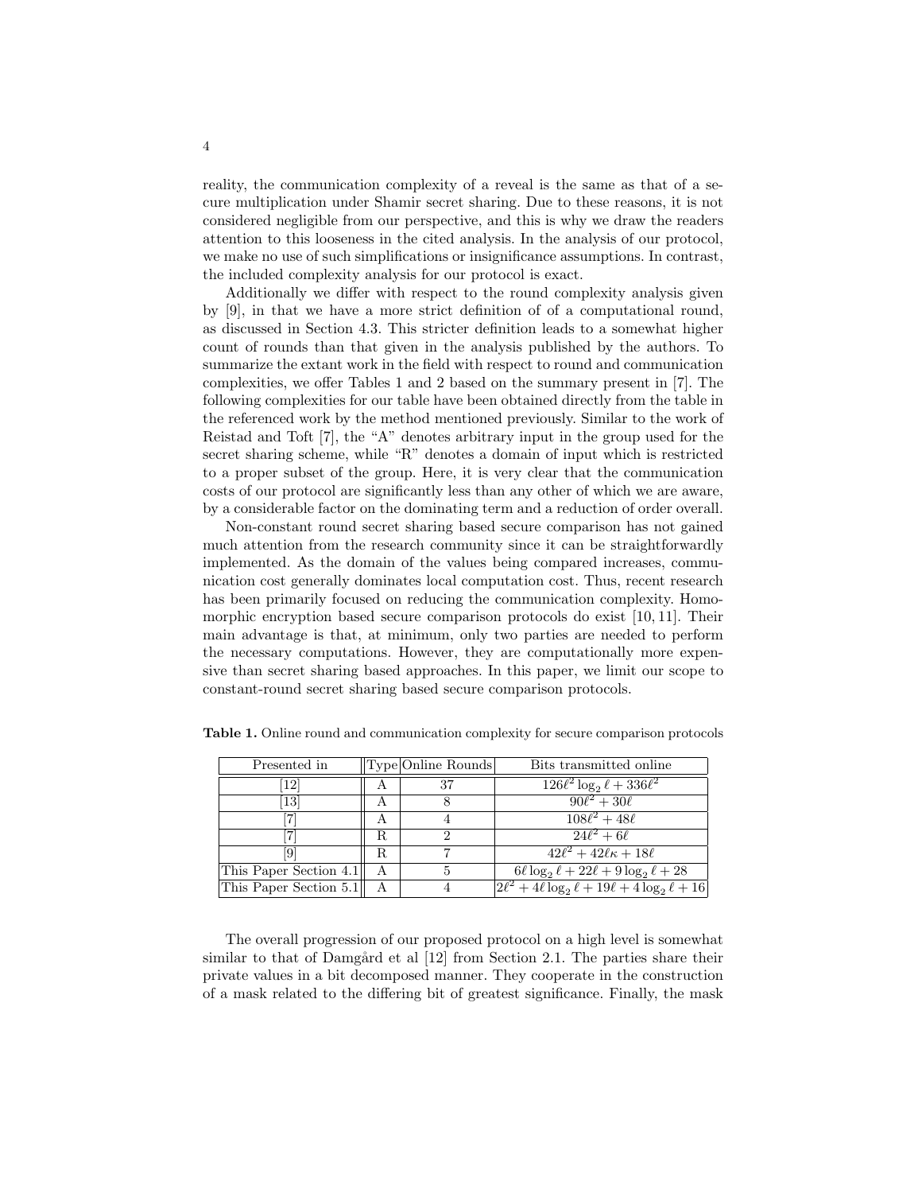reality, the communication complexity of a reveal is the same as that of a secure multiplication under Shamir secret sharing. Due to these reasons, it is not considered negligible from our perspective, and this is why we draw the readers attention to this looseness in the cited analysis. In the analysis of our protocol, we make no use of such simplifications or insignificance assumptions. In contrast, the included complexity analysis for our protocol is exact.

Additionally we differ with respect to the round complexity analysis given by [9], in that we have a more strict definition of of a computational round, as discussed in Section 4.3. This stricter definition leads to a somewhat higher count of rounds than that given in the analysis published by the authors. To summarize the extant work in the field with respect to round and communication complexities, we offer Tables 1 and 2 based on the summary present in [7]. The following complexities for our table have been obtained directly from the table in the referenced work by the method mentioned previously. Similar to the work of Reistad and Toft [7], the "A" denotes arbitrary input in the group used for the secret sharing scheme, while "R" denotes a domain of input which is restricted to a proper subset of the group. Here, it is very clear that the communication costs of our protocol are significantly less than any other of which we are aware, by a considerable factor on the dominating term and a reduction of order overall.

Non-constant round secret sharing based secure comparison has not gained much attention from the research community since it can be straightforwardly implemented. As the domain of the values being compared increases, communication cost generally dominates local computation cost. Thus, recent research has been primarily focused on reducing the communication complexity. Homomorphic encryption based secure comparison protocols do exist [10, 11]. Their main advantage is that, at minimum, only two parties are needed to perform the necessary computations. However, they are computationally more expensive than secret sharing based approaches. In this paper, we limit our scope to constant-round secret sharing based secure comparison protocols.

**Table 1.** Online round and communication complexity for secure comparison protocols

| Presented in | Type | Online Rounds | Bits transmitted online |
|---|---|---|---|
| [12] | A | 37 | $126\ell^2 \log_2 \ell + 336\ell^2$ |
| [13] | A | 8 | $90\ell^2 + 30\ell$ |
| [7] | A | 4 | $108\ell^2 + 48\ell$ |
| [7] | R | 2 | $24\ell^2 + 6\ell$ |
| [9] | R | 7 | $42\ell^2 + 42\ell\kappa + 18\ell$ |
| This Paper Section 4.1 | A | 5 | $6\ell \log_2 \ell + 22\ell + 9 \log_2 \ell + 28$ |
| This Paper Section 5.1 | A | 4 | $2\ell^2 + 4\ell \log_2 \ell + 19\ell + 4 \log_2 \ell + 16$ |

The overall progression of our proposed protocol on a high level is somewhat similar to that of Damgård et al [12] from Section 2.1. The parties share their private values in a bit decomposed manner. They cooperate in the construction of a mask related to the differing bit of greatest significance. Finally, the mask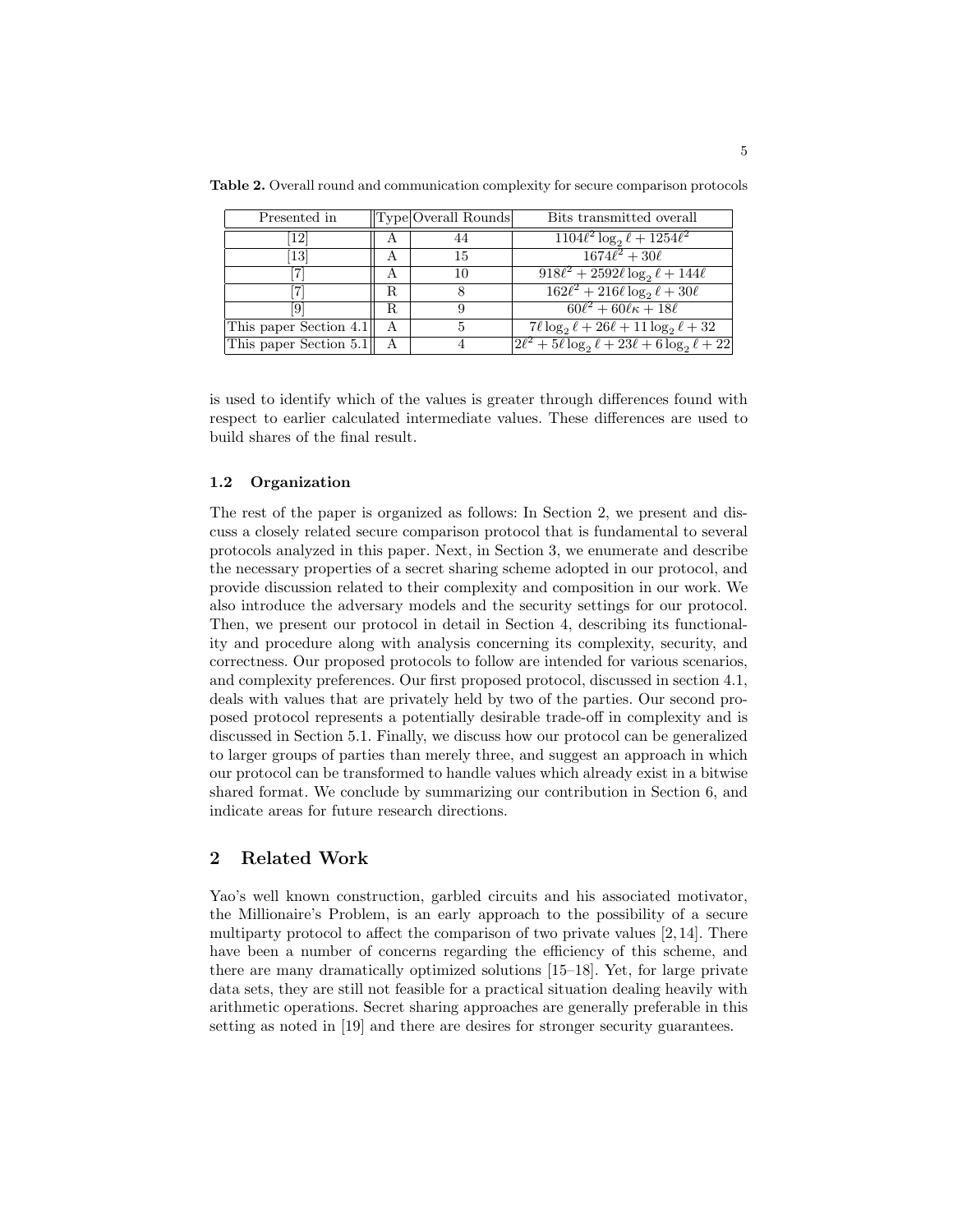**Table 2.** Overall round and communication complexity for secure comparison protocols

| Presented in | Type | Overall Rounds | Bits transmitted overall |
|---|---|---|---|
| [12] | A | 44 | $1104\ell^2 \log_2 \ell + 1254\ell^2$ |
| [13] | A | 15 | $1674\ell^2 + 30\ell$ |
| [7] | A | 10 | $918\ell^2 + 2592\ell \log_2 \ell + 144\ell$ |
| [7] | R | 8 | $162\ell^2 + 216\ell \log_2 \ell + 30\ell$ |
| [9] | R | 9 | $60\ell^2 + 60\ell\kappa + 18\ell$ |
| This paper Section 4.1 | A | 5 | $7\ell \log_2 \ell + 26\ell + 11 \log_2 \ell + 32$ |
| This paper Section 5.1 | A | 4 | $2\ell^2 + 5\ell \log_2 \ell + 23\ell + 6 \log_2 \ell + 22$ |

is used to identify which of the values is greater through differences found with respect to earlier calculated intermediate values. These differences are used to build shares of the final result.

### 1.2 Organization

The rest of the paper is organized as follows: In Section 2, we present and discuss a closely related secure comparison protocol that is fundamental to several protocols analyzed in this paper. Next, in Section 3, we enumerate and describe the necessary properties of a secret sharing scheme adopted in our protocol, and provide discussion related to their complexity and composition in our work. We also introduce the adversary models and the security settings for our protocol. Then, we present our protocol in detail in Section 4, describing its functionality and procedure along with analysis concerning its complexity, security, and correctness. Our proposed protocols to follow are intended for various scenarios, and complexity preferences. Our first proposed protocol, discussed in section 4.1, deals with values that are privately held by two of the parties. Our second proposed protocol represents a potentially desirable trade-off in complexity and is discussed in Section 5.1. Finally, we discuss how our protocol can be generalized to larger groups of parties than merely three, and suggest an approach in which our protocol can be transformed to handle values which already exist in a bitwise shared format. We conclude by summarizing our contribution in Section 6, and indicate areas for future research directions.

## 2 Related Work

Yao's well known construction, garbled circuits and his associated motivator, the Millionaire's Problem, is an early approach to the possibility of a secure multiparty protocol to affect the comparison of two private values [2, 14]. There have been a number of concerns regarding the efficiency of this scheme, and there are many dramatically optimized solutions [15–18]. Yet, for large private data sets, they are still not feasible for a practical situation dealing heavily with arithmetic operations. Secret sharing approaches are generally preferable in this setting as noted in [19] and there are desires for stronger security guarantees.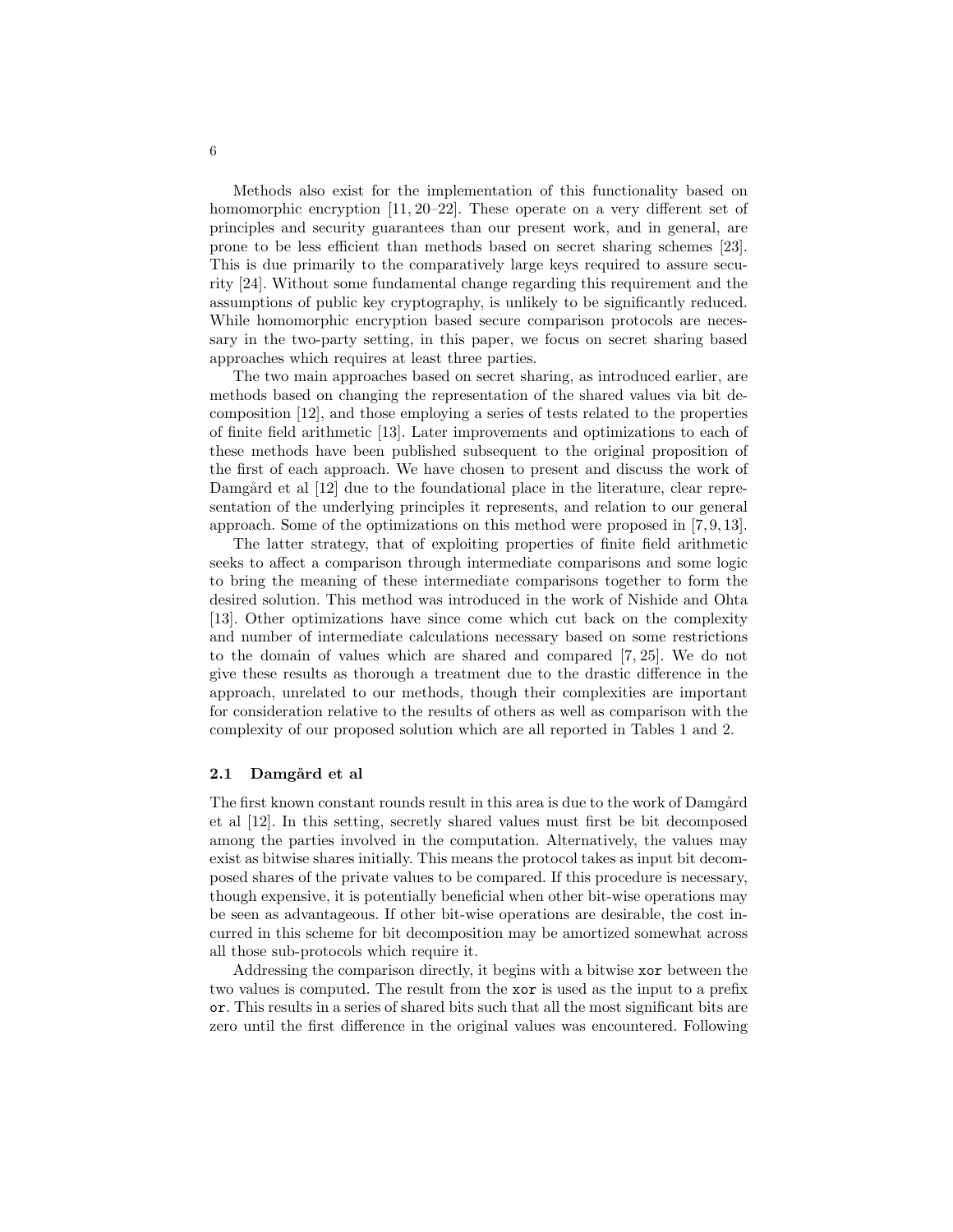Methods also exist for the implementation of this functionality based on homomorphic encryption [11, 20–22]. These operate on a very different set of principles and security guarantees than our present work, and in general, are prone to be less efficient than methods based on secret sharing schemes [23]. This is due primarily to the comparatively large keys required to assure security [24]. Without some fundamental change regarding this requirement and the assumptions of public key cryptography, is unlikely to be significantly reduced. While homomorphic encryption based secure comparison protocols are necessary in the two-party setting, in this paper, we focus on secret sharing based approaches which requires at least three parties.

The two main approaches based on secret sharing, as introduced earlier, are methods based on changing the representation of the shared values via bit decomposition [12], and those employing a series of tests related to the properties of finite field arithmetic [13]. Later improvements and optimizations to each of these methods have been published subsequent to the original proposition of the first of each approach. We have chosen to present and discuss the work of Damgård et al [12] due to the foundational place in the literature, clear representation of the underlying principles it represents, and relation to our general approach. Some of the optimizations on this method were proposed in [7, 9, 13].

The latter strategy, that of exploiting properties of finite field arithmetic seeks to affect a comparison through intermediate comparisons and some logic to bring the meaning of these intermediate comparisons together to form the desired solution. This method was introduced in the work of Nishide and Ohta [13]. Other optimizations have since come which cut back on the complexity and number of intermediate calculations necessary based on some restrictions to the domain of values which are shared and compared [7, 25]. We do not give these results as thorough a treatment due to the drastic difference in the approach, unrelated to our methods, though their complexities are important for consideration relative to the results of others as well as comparison with the complexity of our proposed solution which are all reported in Tables 1 and 2.

### 2.1 Damgård et al

The first known constant rounds result in this area is due to the work of Damgård et al [12]. In this setting, secretly shared values must first be bit decomposed among the parties involved in the computation. Alternatively, the values may exist as bitwise shares initially. This means the protocol takes as input bit decomposed shares of the private values to be compared. If this procedure is necessary, though expensive, it is potentially beneficial when other bit-wise operations may be seen as advantageous. If other bit-wise operations are desirable, the cost incurred in this scheme for bit decomposition may be amortized somewhat across all those sub-protocols which require it.

Addressing the comparison directly, it begins with a bitwise `xor` between the two values is computed. The result from the `xor` is used as the input to a prefix `or`. This results in a series of shared bits such that all the most significant bits are zero until the first difference in the original values was encountered. Following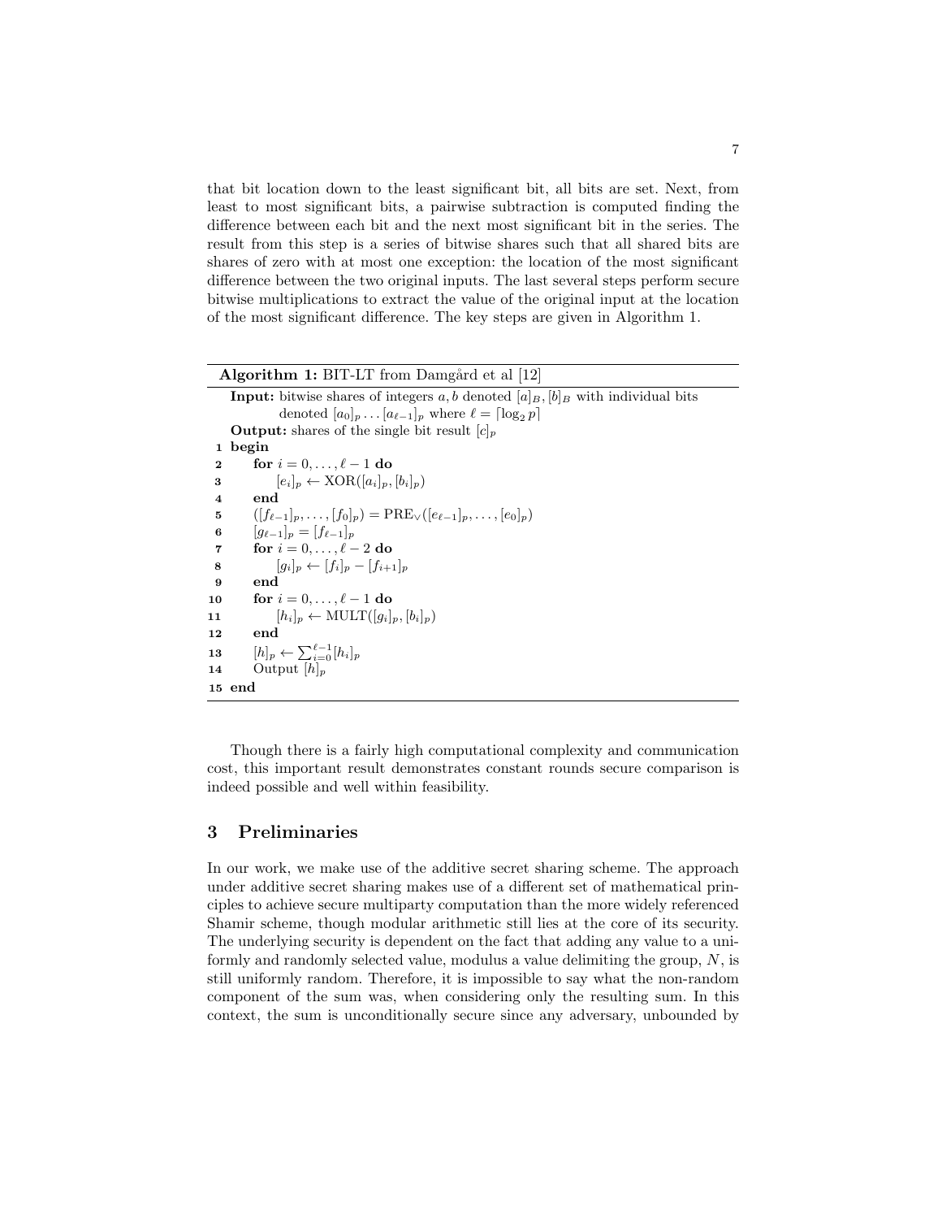that bit location down to the least significant bit, all bits are set. Next, from least to most significant bits, a pairwise subtraction is computed finding the difference between each bit and the next most significant bit in the series. The result from this step is a series of bitwise shares such that all shared bits are shares of zero with at most one exception: the location of the most significant difference between the two original inputs. The last several steps perform secure bitwise multiplications to extract the value of the original input at the location of the most significant difference. The key steps are given in Algorithm 1.

**Algorithm 1:** BIT-LT from Damgård et al [12]

**Input:** bitwise shares of integers $a, b$ denoted $[a]_B, [b]_B$ with individual bits denoted $[a_0]_p \dots [a_{\ell-1}]_p$ where $\ell = \lceil \log_2 p \rceil$

**Output:** shares of the single bit result $[c]_p$

```
1  begin
2      for i = 0, ..., ℓ−1 do
3          [e_i]_p ← XOR([a_i]_p, [b_i]_p)
4      end
5      ([f_{ℓ−1}]_p, ..., [f_0]_p) = PRE_∨([e_{ℓ−1}]_p, ..., [e_0]_p)
6      [g_{ℓ−1}]_p = [f_{ℓ−1}]_p
7      for i = 0, ..., ℓ−2 do
8          [g_i]_p ← [f_i]_p − [f_{i+1}]_p
9      end
10     for i = 0, ..., ℓ−1 do
11         [h_i]_p ← MULT([g_i]_p, [b_i]_p)
12     end
13     [h]_p ← Σ_{i=0}^{ℓ−1} [h_i]_p
14     Output [h]_p
15 end
```

Though there is a fairly high computational complexity and communication cost, this important result demonstrates constant rounds secure comparison is indeed possible and well within feasibility.

## 3 Preliminaries

In our work, we make use of the additive secret sharing scheme. The approach under additive secret sharing makes use of a different set of mathematical principles to achieve secure multiparty computation than the more widely referenced Shamir scheme, though modular arithmetic still lies at the core of its security. The underlying security is dependent on the fact that adding any value to a uniformly and randomly selected value, modulus a value delimiting the group, $N$, is still uniformly random. Therefore, it is impossible to say what the non-random component of the sum was, when considering only the resulting sum. In this context, the sum is unconditionally secure since any adversary, unbounded by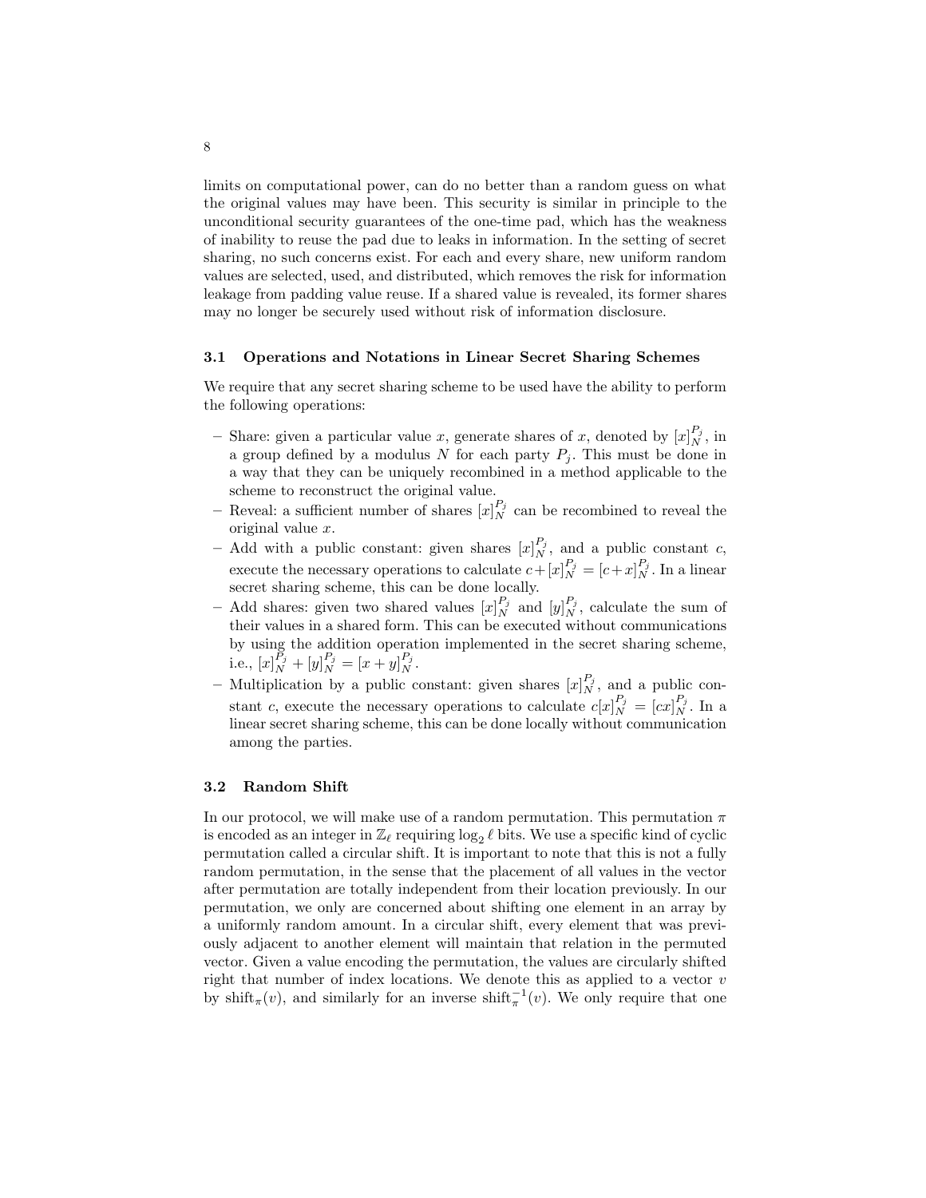limits on computational power, can do no better than a random guess on what the original values may have been. This security is similar in principle to the unconditional security guarantees of the one-time pad, which has the weakness of inability to reuse the pad due to leaks in information. In the setting of secret sharing, no such concerns exist. For each and every share, new uniform random values are selected, used, and distributed, which removes the risk for information leakage from padding value reuse. If a shared value is revealed, its former shares may no longer be securely used without risk of information disclosure.

### 3.1 Operations and Notations in Linear Secret Sharing Schemes

We require that any secret sharing scheme to be used have the ability to perform the following operations:

- Share: given a particular value $x$, generate shares of $x$, denoted by $[x]_N^{P_j}$, in a group defined by a modulus $N$ for each party $P_j$. This must be done in a way that they can be uniquely recombined in a method applicable to the scheme to reconstruct the original value.
- Reveal: a sufficient number of shares $[x]_N^{P_j}$ can be recombined to reveal the original value $x$.
- Add with a public constant: given shares $[x]_N^{P_j}$, and a public constant $c$, execute the necessary operations to calculate $c + [x]_N^{P_j} = [c + x]_N^{P_j}$. In a linear secret sharing scheme, this can be done locally.
- Add shares: given two shared values $[x]_N^{P_j}$ and $[y]_N^{P_j}$, calculate the sum of their values in a shared form. This can be executed without communications by using the addition operation implemented in the secret sharing scheme, i.e., $[x]_N^{P_j} + [y]_N^{P_j} = [x + y]_N^{P_j}$.
- Multiplication by a public constant: given shares $[x]_N^{P_j}$, and a public constant $c$, execute the necessary operations to calculate $c[x]_N^{P_j} = [cx]_N^{P_j}$. In a linear secret sharing scheme, this can be done locally without communication among the parties.

### 3.2 Random Shift

In our protocol, we will make use of a random permutation. This permutation $\pi$ is encoded as an integer in $\mathbb{Z}_\ell$ requiring $\log_2 \ell$ bits. We use a specific kind of cyclic permutation called a circular shift. It is important to note that this is not a fully random permutation, in the sense that the placement of all values in the vector after permutation are totally independent from their location previously. In our permutation, we only are concerned about shifting one element in an array by a uniformly random amount. In a circular shift, every element that was previously adjacent to another element will maintain that relation in the permuted vector. Given a value encoding the permutation, the values are circularly shifted right that number of index locations. We denote this as applied to a vector $v$ by $\text{shift}_\pi(v)$, and similarly for an inverse $\text{shift}_\pi^{-1}(v)$. We only require that one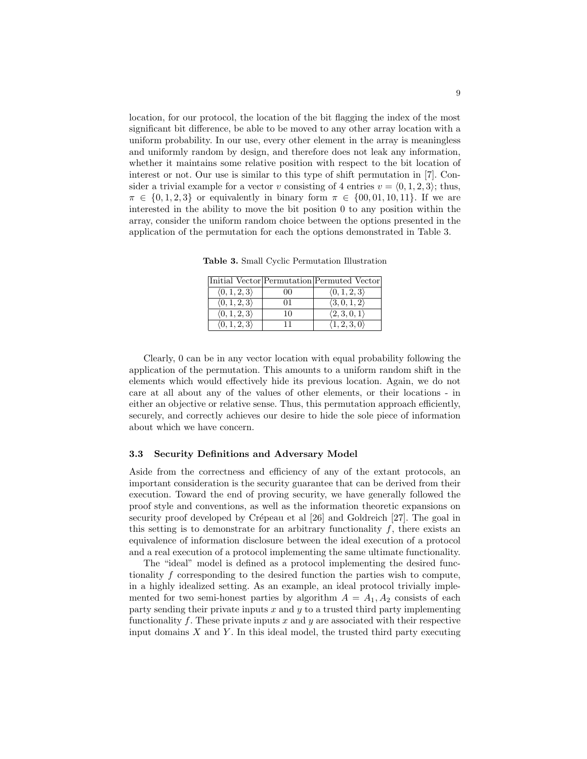location, for our protocol, the location of the bit flagging the index of the most significant bit difference, be able to be moved to any other array location with a uniform probability. In our use, every other element in the array is meaningless and uniformly random by design, and therefore does not leak any information, whether it maintains some relative position with respect to the bit location of interest or not. Our use is similar to this type of shift permutation in [7]. Consider a trivial example for a vector $v$ consisting of 4 entries $v = \langle 0, 1, 2, 3 \rangle$; thus, $\pi \in \{0, 1, 2, 3\}$ or equivalently in binary form $\pi \in \{00, 01, 10, 11\}$. If we are interested in the ability to move the bit position 0 to any position within the array, consider the uniform random choice between the options presented in the application of the permutation for each the options demonstrated in Table 3.

**Table 3.** Small Cyclic Permutation Illustration

| Initial Vector | Permutation | Permuted Vector |
|---|---|---|
| $\langle 0, 1, 2, 3 \rangle$ | 00 | $\langle 0, 1, 2, 3 \rangle$ |
| $\langle 0, 1, 2, 3 \rangle$ | 01 | $\langle 3, 0, 1, 2 \rangle$ |
| $\langle 0, 1, 2, 3 \rangle$ | 10 | $\langle 2, 3, 0, 1 \rangle$ |
| $\langle 0, 1, 2, 3 \rangle$ | 11 | $\langle 1, 2, 3, 0 \rangle$ |

Clearly, 0 can be in any vector location with equal probability following the application of the permutation. This amounts to a uniform random shift in the elements which would effectively hide its previous location. Again, we do not care at all about any of the values of other elements, or their locations - in either an objective or relative sense. Thus, this permutation approach efficiently, securely, and correctly achieves our desire to hide the sole piece of information about which we have concern.

### 3.3 Security Definitions and Adversary Model

Aside from the correctness and efficiency of any of the extant protocols, an important consideration is the security guarantee that can be derived from their execution. Toward the end of proving security, we have generally followed the proof style and conventions, as well as the information theoretic expansions on security proof developed by Crépeau et al [26] and Goldreich [27]. The goal in this setting is to demonstrate for an arbitrary functionality $f$, there exists an equivalence of information disclosure between the ideal execution of a protocol and a real execution of a protocol implementing the same ultimate functionality.

The "ideal" model is defined as a protocol implementing the desired functionality $f$ corresponding to the desired function the parties wish to compute, in a highly idealized setting. As an example, an ideal protocol trivially implemented for two semi-honest parties by algorithm $A = A_1, A_2$ consists of each party sending their private inputs $x$ and $y$ to a trusted third party implementing functionality $f$. These private inputs $x$ and $y$ are associated with their respective input domains $X$ and $Y$. In this ideal model, the trusted third party executing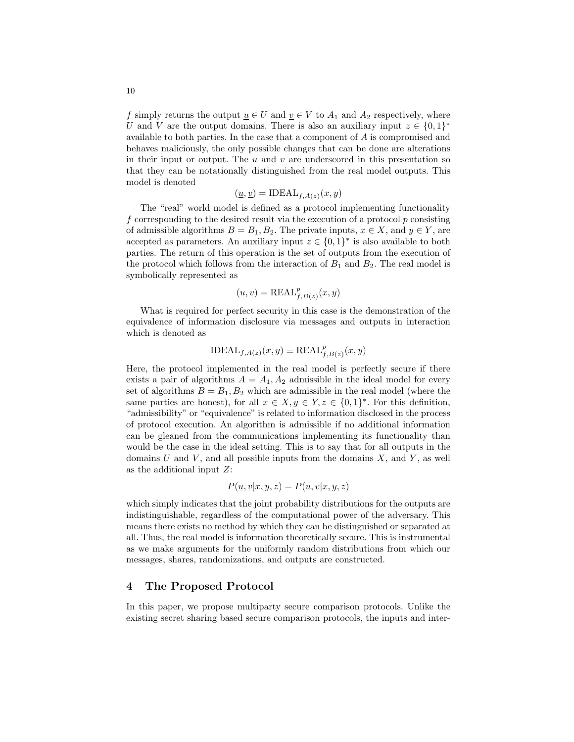$f$ simply returns the output $\underline{u} \in U$ and $\underline{v} \in V$ to $A_1$ and $A_2$ respectively, where $U$ and $V$ are the output domains. There is also an auxiliary input $z \in \{0,1\}^*$ available to both parties. In the case that a component of $A$ is compromised and behaves maliciously, the only possible changes that can be done are alterations in their input or output. The $u$ and $v$ are underscored in this presentation so that they can be notationally distinguished from the real model outputs. This model is denoted

$$(\underline{u}, \underline{v}) = \text{IDEAL}_{f,A(z)}(x, y)$$

The "real" world model is defined as a protocol implementing functionality $f$ corresponding to the desired result via the execution of a protocol $p$ consisting of admissible algorithms $B = B_1, B_2$. The private inputs, $x \in X$, and $y \in Y$, are accepted as parameters. An auxiliary input $z \in \{0,1\}^*$ is also available to both parties. The return of this operation is the set of outputs from the execution of the protocol which follows from the interaction of $B_1$ and $B_2$. The real model is symbolically represented as

$$(u, v) = \text{REAL}^p_{f,B(z)}(x, y)$$

What is required for perfect security in this case is the demonstration of the equivalence of information disclosure via messages and outputs in interaction which is denoted as

$$\text{IDEAL}_{f,A(z)}(x, y) \equiv \text{REAL}^p_{f,B(z)}(x, y)$$

Here, the protocol implemented in the real model is perfectly secure if there exists a pair of algorithms $A = A_1, A_2$ admissible in the ideal model for every set of algorithms $B = B_1, B_2$ which are admissible in the real model (where the same parties are honest), for all $x \in X, y \in Y, z \in \{0,1\}^*$. For this definition, "admissibility" or "equivalence" is related to information disclosed in the process of protocol execution. An algorithm is admissible if no additional information can be gleaned from the communications implementing its functionality than would be the case in the ideal setting. This is to say that for all outputs in the domains $U$ and $V$, and all possible inputs from the domains $X$, and $Y$, as well as the additional input $Z$:

$$P(\underline{u}, \underline{v}|x, y, z) = P(u, v|x, y, z)$$

which simply indicates that the joint probability distributions for the outputs are indistinguishable, regardless of the computational power of the adversary. This means there exists no method by which they can be distinguished or separated at all. Thus, the real model is information theoretically secure. This is instrumental as we make arguments for the uniformly random distributions from which our messages, shares, randomizations, and outputs are constructed.

## 4 The Proposed Protocol

In this paper, we propose multiparty secure comparison protocols. Unlike the existing secret sharing based secure comparison protocols, the inputs and inter-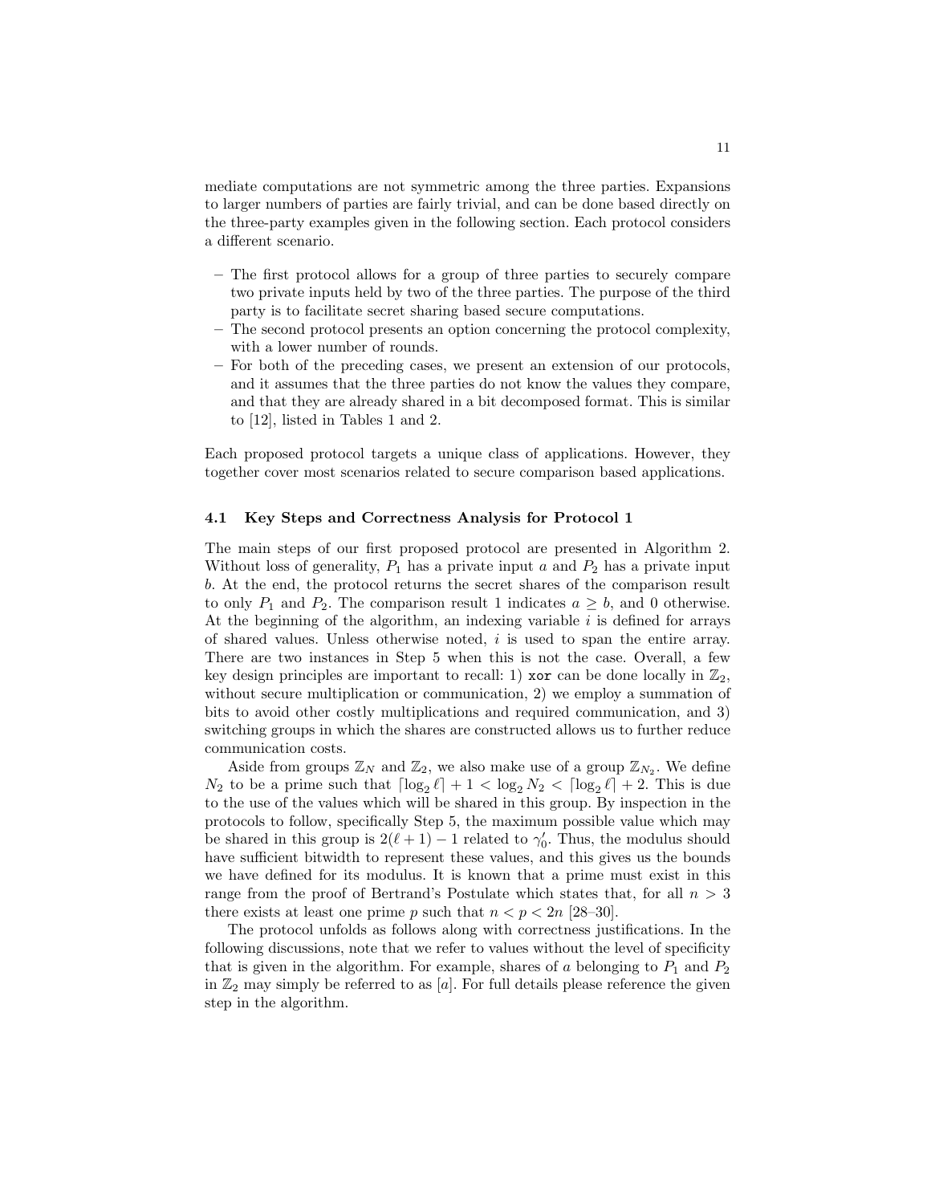mediate computations are not symmetric among the three parties. Expansions to larger numbers of parties are fairly trivial, and can be done based directly on the three-party examples given in the following section. Each protocol considers a different scenario.

- The first protocol allows for a group of three parties to securely compare two private inputs held by two of the three parties. The purpose of the third party is to facilitate secret sharing based secure computations.
- The second protocol presents an option concerning the protocol complexity, with a lower number of rounds.
- For both of the preceding cases, we present an extension of our protocols, and it assumes that the three parties do not know the values they compare, and that they are already shared in a bit decomposed format. This is similar to [12], listed in Tables 1 and 2.

Each proposed protocol targets a unique class of applications. However, they together cover most scenarios related to secure comparison based applications.

### 4.1 Key Steps and Correctness Analysis for Protocol 1

The main steps of our first proposed protocol are presented in Algorithm 2. Without loss of generality, $P_1$ has a private input $a$ and $P_2$ has a private input $b$. At the end, the protocol returns the secret shares of the comparison result to only $P_1$ and $P_2$. The comparison result 1 indicates $a \geq b$, and 0 otherwise. At the beginning of the algorithm, an indexing variable $i$ is defined for arrays of shared values. Unless otherwise noted, $i$ is used to span the entire array. There are two instances in Step 5 when this is not the case. Overall, a few key design principles are important to recall: 1) `xor` can be done locally in $\mathbb{Z}_2$, without secure multiplication or communication, 2) we employ a summation of bits to avoid other costly multiplications and required communication, and 3) switching groups in which the shares are constructed allows us to further reduce communication costs.

Aside from groups $\mathbb{Z}_N$ and $\mathbb{Z}_2$, we also make use of a group $\mathbb{Z}_{N_2}$. We define $N_2$ to be a prime such that $\lceil \log_2 \ell \rceil + 1 < \log_2 N_2 < \lceil \log_2 \ell \rceil + 2$. This is due to the use of the values which will be shared in this group. By inspection in the protocols to follow, specifically Step 5, the maximum possible value which may be shared in this group is $2(\ell + 1) - 1$ related to $\gamma'_0$. Thus, the modulus should have sufficient bitwidth to represent these values, and this gives us the bounds we have defined for its modulus. It is known that a prime must exist in this range from the proof of Bertrand's Postulate which states that, for all $n > 3$ there exists at least one prime $p$ such that $n < p < 2n$ [28–30].

The protocol unfolds as follows along with correctness justifications. In the following discussions, note that we refer to values without the level of specificity that is given in the algorithm. For example, shares of $a$ belonging to $P_1$ and $P_2$ in $\mathbb{Z}_2$ may simply be referred to as $[a]$. For full details please reference the given step in the algorithm.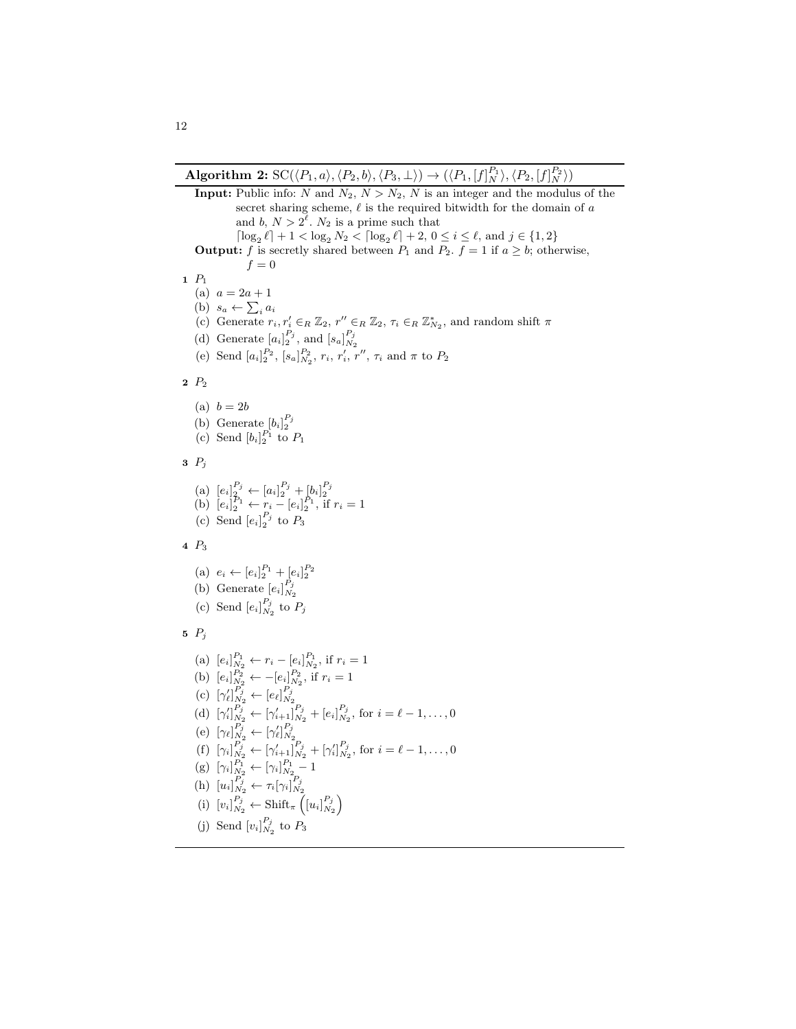**Algorithm 2:** $\text{SC}(\langle P_1, a\rangle, \langle P_2, b\rangle, \langle P_3, \perp\rangle) \rightarrow (\langle P_1, [f]_N^{P_1}\rangle, \langle P_2, [f]_N^{P_2}\rangle)$

**Input:** Public info: $N$ and $N_2$, $N > N_2$, $N$ is an integer and the modulus of the secret sharing scheme, $\ell$ is the required bitwidth for the domain of $a$ and $b$, $N > 2^\ell$. $N_2$ is a prime such that $\lceil \log_2 \ell \rceil + 1 < \log_2 N_2 < \lceil \log_2 \ell \rceil + 2$, $0 \leq i \leq \ell$, and $j \in \{1, 2\}$

**Output:** $f$ is secretly shared between $P_1$ and $P_2$. $f = 1$ if $a \geq b$; otherwise, $f = 0$

**1** $P_1$

- (a) $a = 2a + 1$
- (b) $s_a \leftarrow \sum_i a_i$
- (c) Generate $r_i, r_i' \in_R \mathbb{Z}_2$, $r'' \in_R \mathbb{Z}_2$, $\tau_i \in_R \mathbb{Z}_{N_2}^*$, and random shift $\pi$
- (d) Generate $[a_i]_2^{P_j}$, and $[s_a]_{N_2}^{P_j}$
- (e) Send $[a_i]_2^{P_2}$, $[s_a]_{N_2}^{P_2}$, $r_i$, $r_i'$, $r''$, $\tau_i$ and $\pi$ to $P_2$

**2** $P_2$

- (a) $b = 2b$
- (b) Generate $[b_i]_2^{P_j}$
- (c) Send $[b_i]_2^{P_1}$ to $P_1$

**3** $P_j$

- (a) $[e_i]_2^{P_j} \leftarrow [a_i]_2^{P_j} + [b_i]_2^{P_j}$
- (b) $[e_i]_2^{P_1} \leftarrow r_i - [e_i]_2^{P_1}$, if $r_i = 1$
- (c) Send $[e_i]_2^{P_j}$ to $P_3$

**4** $P_3$

- (a) $e_i \leftarrow [e_i]_2^{P_1} + [e_i]_2^{P_2}$
- (b) Generate $[e_i]_{N_2}^{P_j}$
- (c) Send $[e_i]_{N_2}^{P_j}$ to $P_j$

**5** $P_j$

- (a) $[e_i]_{N_2}^{P_1} \leftarrow r_i - [e_i]_{N_2}^{P_1}$, if $r_i = 1$
- (b) $[e_i]_{N_2}^{P_2} \leftarrow -[e_i]_{N_2}^{P_2}$, if $r_i = 1$
- (c) $[\gamma_\ell']_{N_2}^{P_j} \leftarrow [e_\ell]_{N_2}^{P_j}$
- (d) $[\gamma_i']_{N_2}^{P_j} \leftarrow [\gamma_{i+1}']_{N_2}^{P_j} + [e_i]_{N_2}^{P_j}$, for $i = \ell - 1, \ldots, 0$
- (e) $[\gamma_\ell]_{N_2}^{P_j} \leftarrow [\gamma_\ell']_{N_2}^{P_j}$
- (f) $[\gamma_i]_{N_2}^{P_j} \leftarrow [\gamma_{i+1}']_{N_2}^{P_j} + [\gamma_i']_{N_2}^{P_j}$, for $i = \ell - 1, \ldots, 0$
- (g) $[\gamma_i]_{N_2}^{P_1} \leftarrow [\gamma_i]_{N_2}^{P_1} - 1$
- (h) $[u_i]_{N_2}^{P_j} \leftarrow \tau_i [\gamma_i]_{N_2}^{P_j}$
- (i) $[v_i]_{N_2}^{P_j} \leftarrow \text{Shift}_\pi\left([u_i]_{N_2}^{P_j}\right)$
- (j) Send $[v_i]_{N_2}^{P_j}$ to $P_3$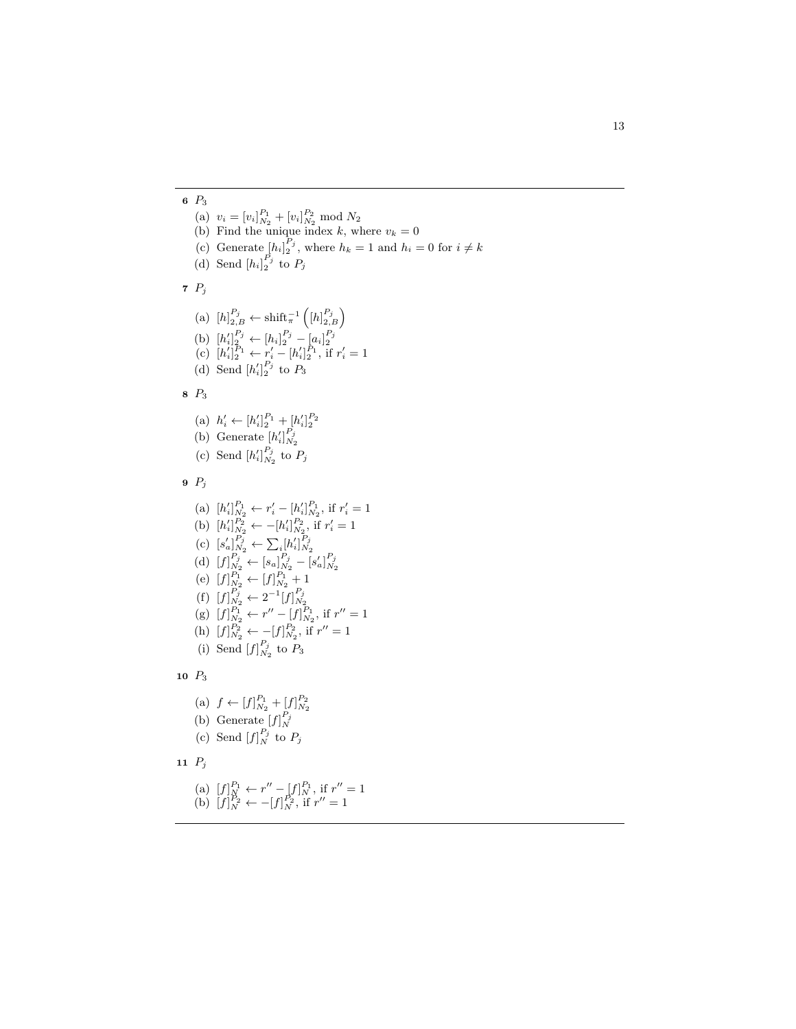**6** $P_3$

(a) $v_i = [v_i]^{P_1}_{N_2} + [v_i]^{P_2}_{N_2} \bmod N_2$
(b) Find the unique index $k$, where $v_k = 0$
(c) Generate $[h_i]^{P_j}_2$, where $h_k = 1$ and $h_i = 0$ for $i \neq k$
(d) Send $[h_i]^{P_j}_2$ to $P_j$

**7** $P_j$

(a) $[h]^{P_j}_{2,B} \leftarrow \text{shift}^{-1}_{\pi}\left([h]^{P_j}_{2,B}\right)$
(b) $[h'_i]^{P_j}_2 \leftarrow [h_i]^{P_j}_2 - [a_i]^{P_j}_2$
(c) $[h'_i]^{P_1}_2 \leftarrow r'_i - [h'_i]^{P_1}_2$, if $r'_i = 1$
(d) Send $[h'_i]^{P_j}_2$ to $P_3$

**8** $P_3$

(a) $h'_i \leftarrow [h'_i]^{P_1}_2 + [h'_i]^{P_2}_2$
(b) Generate $[h'_i]^{P_j}_{N_2}$
(c) Send $[h'_i]^{P_j}_{N_2}$ to $P_j$

**9** $P_j$

(a) $[h'_i]^{P_1}_{N_2} \leftarrow r'_i - [h'_i]^{P_1}_{N_2}$, if $r'_i = 1$
(b) $[h'_i]^{P_2}_{N_2} \leftarrow -[h'_i]^{P_2}_{N_2}$, if $r'_i = 1$
(c) $[s'_a]^{P_j}_{N_2} \leftarrow \sum_i [h'_i]^{P_j}_{N_2}$
(d) $[f]^{P_j}_{N_2} \leftarrow [s_a]^{P_j}_{N_2} - [s'_a]^{P_j}_{N_2}$
(e) $[f]^{P_1}_{N_2} \leftarrow [f]^{P_1}_{N_2} + 1$
(f) $[f]^{P_j}_{N_2} \leftarrow 2^{-1}[f]^{P_j}_{N_2}$
(g) $[f]^{P_1}_{N_2} \leftarrow r'' - [f]^{P_1}_{N_2}$, if $r'' = 1$
(h) $[f]^{P_2}_{N_2} \leftarrow -[f]^{P_2}_{N_2}$, if $r'' = 1$
(i) Send $[f]^{P_j}_{N_2}$ to $P_3$

**10** $P_3$

(a) $f \leftarrow [f]^{P_1}_{N_2} + [f]^{P_2}_{N_2}$
(b) Generate $[f]^{P_j}_{N}$
(c) Send $[f]^{P_j}_{N}$ to $P_j$

**11** $P_j$

(a) $[f]^{P_1}_{N} \leftarrow r'' - [f]^{P_1}_{N}$, if $r'' = 1$
(b) $[f]^{P_2}_{N} \leftarrow -[f]^{P_2}_{N}$, if $r'' = 1$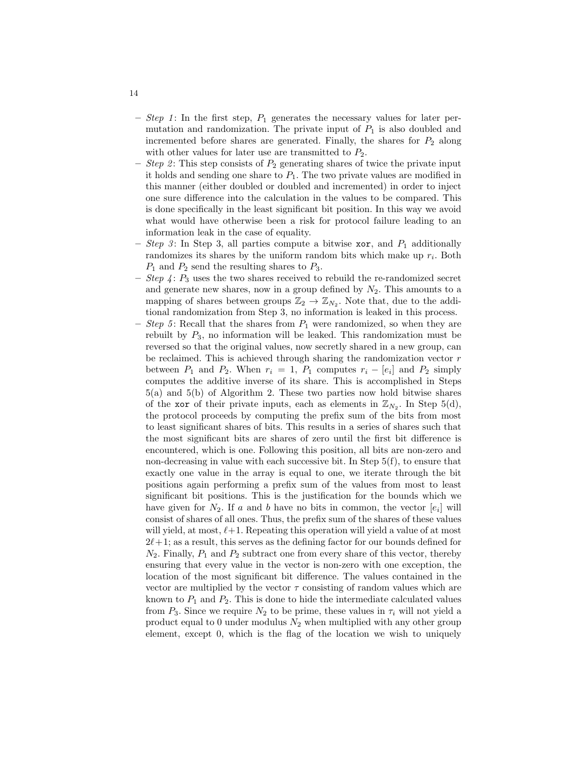- *Step 1*: In the first step, $P_1$ generates the necessary values for later permutation and randomization. The private input of $P_1$ is also doubled and incremented before shares are generated. Finally, the shares for $P_2$ along with other values for later use are transmitted to $P_2$.
- *Step 2*: This step consists of $P_2$ generating shares of twice the private input it holds and sending one share to $P_1$. The two private values are modified in this manner (either doubled or doubled and incremented) in order to inject one sure difference into the calculation in the values to be compared. This is done specifically in the least significant bit position. In this way we avoid what would have otherwise been a risk for protocol failure leading to an information leak in the case of equality.
- *Step 3*: In Step 3, all parties compute a bitwise `xor`, and $P_1$ additionally randomizes its shares by the uniform random bits which make up $r_i$. Both $P_1$ and $P_2$ send the resulting shares to $P_3$.
- *Step 4*: $P_3$ uses the two shares received to rebuild the re-randomized secret and generate new shares, now in a group defined by $N_2$. This amounts to a mapping of shares between groups $\mathbb{Z}_2 \rightarrow \mathbb{Z}_{N_2}$. Note that, due to the additional randomization from Step 3, no information is leaked in this process.
- *Step 5*: Recall that the shares from $P_1$ were randomized, so when they are rebuilt by $P_3$, no information will be leaked. This randomization must be reversed so that the original values, now secretly shared in a new group, can be reclaimed. This is achieved through sharing the randomization vector $r$ between $P_1$ and $P_2$. When $r_i = 1$, $P_1$ computes $r_i - [e_i]$ and $P_2$ simply computes the additive inverse of its share. This is accomplished in Steps 5(a) and 5(b) of Algorithm 2. These two parties now hold bitwise shares of the `xor` of their private inputs, each as elements in $\mathbb{Z}_{N_2}$. In Step 5(d), the protocol proceeds by computing the prefix sum of the bits from most to least significant shares of bits. This results in a series of shares such that the most significant bits are shares of zero until the first bit difference is encountered, which is one. Following this position, all bits are non-zero and non-decreasing in value with each successive bit. In Step 5(f), to ensure that exactly one value in the array is equal to one, we iterate through the bit positions again performing a prefix sum of the values from most to least significant bit positions. This is the justification for the bounds which we have given for $N_2$. If $a$ and $b$ have no bits in common, the vector $[e_i]$ will consist of shares of all ones. Thus, the prefix sum of the shares of these values will yield, at most, $\ell+1$. Repeating this operation will yield a value of at most $2\ell+1$; as a result, this serves as the defining factor for our bounds defined for $N_2$. Finally, $P_1$ and $P_2$ subtract one from every share of this vector, thereby ensuring that every value in the vector is non-zero with one exception, the location of the most significant bit difference. The values contained in the vector are multiplied by the vector $\tau$ consisting of random values which are known to $P_1$ and $P_2$. This is done to hide the intermediate calculated values from $P_3$. Since we require $N_2$ to be prime, these values in $\tau_i$ will not yield a product equal to 0 under modulus $N_2$ when multiplied with any other group element, except 0, which is the flag of the location we wish to uniquely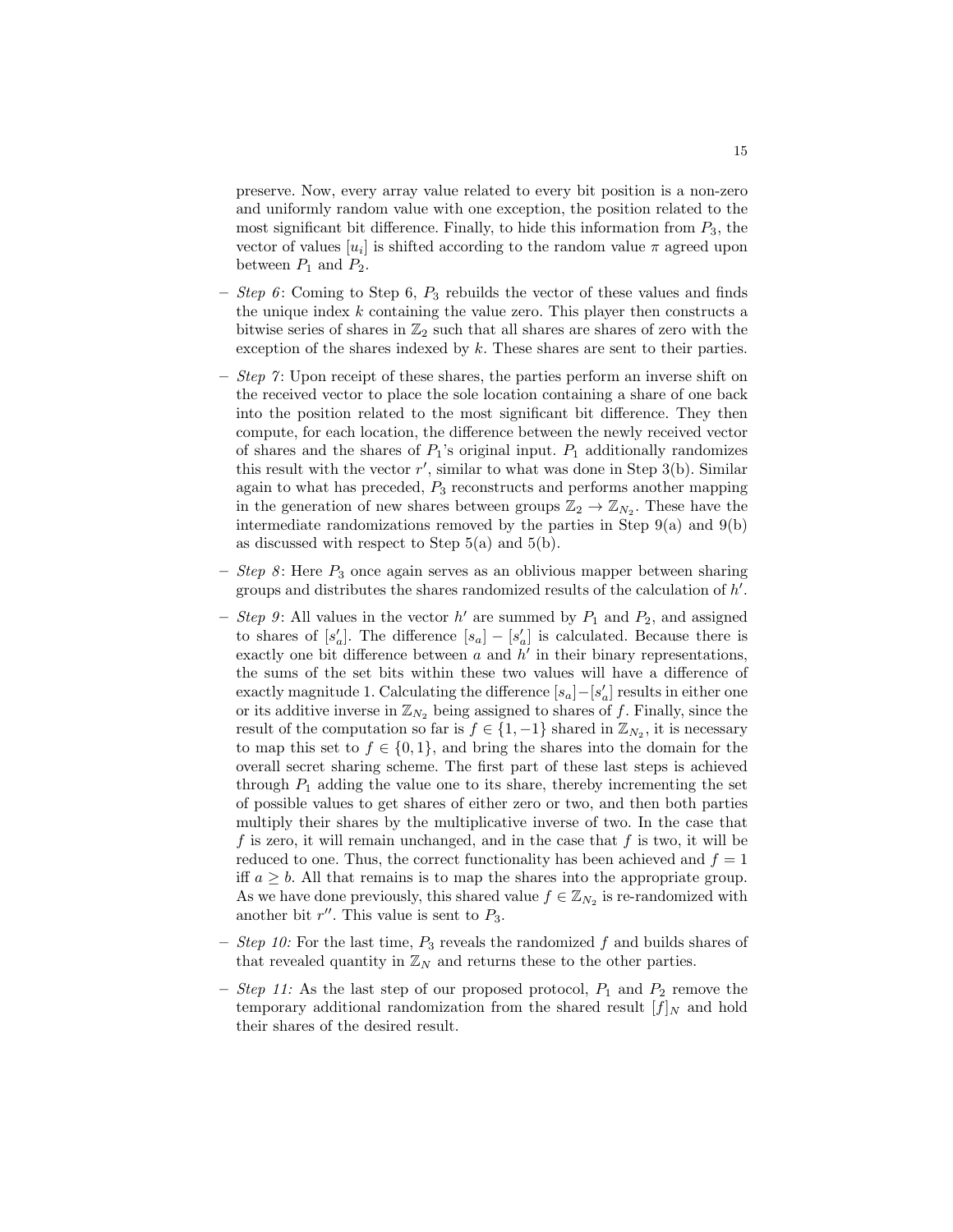preserve. Now, every array value related to every bit position is a non-zero and uniformly random value with one exception, the position related to the most significant bit difference. Finally, to hide this information from $P_3$, the vector of values $[u_i]$ is shifted according to the random value $\pi$ agreed upon between $P_1$ and $P_2$.

- *Step 6*: Coming to Step 6, $P_3$ rebuilds the vector of these values and finds the unique index $k$ containing the value zero. This player then constructs a bitwise series of shares in $\mathbb{Z}_2$ such that all shares are shares of zero with the exception of the shares indexed by $k$. These shares are sent to their parties.
- *Step 7*: Upon receipt of these shares, the parties perform an inverse shift on the received vector to place the sole location containing a share of one back into the position related to the most significant bit difference. They then compute, for each location, the difference between the newly received vector of shares and the shares of $P_1$'s original input. $P_1$ additionally randomizes this result with the vector $r'$, similar to what was done in Step 3(b). Similar again to what has preceded, $P_3$ reconstructs and performs another mapping in the generation of new shares between groups $\mathbb{Z}_2 \to \mathbb{Z}_{N_2}$. These have the intermediate randomizations removed by the parties in Step 9(a) and 9(b) as discussed with respect to Step 5(a) and 5(b).
- *Step 8*: Here $P_3$ once again serves as an oblivious mapper between sharing groups and distributes the shares randomized results of the calculation of $h'$.
- *Step 9*: All values in the vector $h'$ are summed by $P_1$ and $P_2$, and assigned to shares of $[s'_a]$. The difference $[s_a] - [s'_a]$ is calculated. Because there is exactly one bit difference between $a$ and $h'$ in their binary representations, the sums of the set bits within these two values will have a difference of exactly magnitude 1. Calculating the difference $[s_a]-[s'_a]$ results in either one or its additive inverse in $\mathbb{Z}_{N_2}$ being assigned to shares of $f$. Finally, since the result of the computation so far is $f \in \{1, -1\}$ shared in $\mathbb{Z}_{N_2}$, it is necessary to map this set to $f \in \{0, 1\}$, and bring the shares into the domain for the overall secret sharing scheme. The first part of these last steps is achieved through $P_1$ adding the value one to its share, thereby incrementing the set of possible values to get shares of either zero or two, and then both parties multiply their shares by the multiplicative inverse of two. In the case that $f$ is zero, it will remain unchanged, and in the case that $f$ is two, it will be reduced to one. Thus, the correct functionality has been achieved and $f = 1$ iff $a \geq b$. All that remains is to map the shares into the appropriate group. As we have done previously, this shared value $f \in \mathbb{Z}_{N_2}$ is re-randomized with another bit $r''$. This value is sent to $P_3$.
- *Step 10:* For the last time, $P_3$ reveals the randomized $f$ and builds shares of that revealed quantity in $\mathbb{Z}_N$ and returns these to the other parties.
- *Step 11:* As the last step of our proposed protocol, $P_1$ and $P_2$ remove the temporary additional randomization from the shared result $[f]_N$ and hold their shares of the desired result.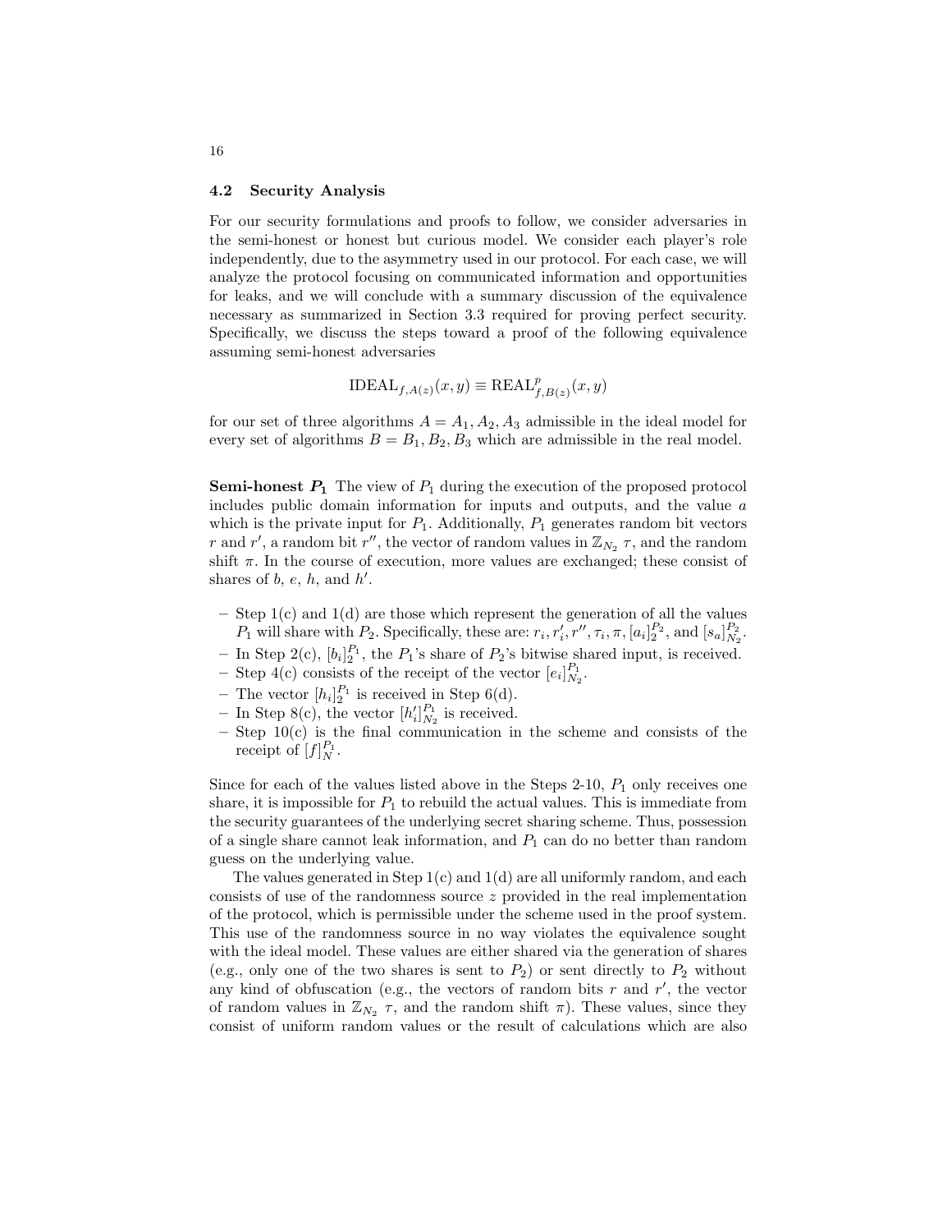### 4.2 Security Analysis

For our security formulations and proofs to follow, we consider adversaries in the semi-honest or honest but curious model. We consider each player's role independently, due to the asymmetry used in our protocol. For each case, we will analyze the protocol focusing on communicated information and opportunities for leaks, and we will conclude with a summary discussion of the equivalence necessary as summarized in Section 3.3 required for proving perfect security. Specifically, we discuss the steps toward a proof of the following equivalence assuming semi-honest adversaries

$$\mathrm{IDEAL}_{f,A(z)}(x,y) \equiv \mathrm{REAL}^{p}_{f,B(z)}(x,y)$$

for our set of three algorithms $A = A_1, A_2, A_3$ admissible in the ideal model for every set of algorithms $B = B_1, B_2, B_3$ which are admissible in the real model.

**Semi-honest $P_1$** The view of $P_1$ during the execution of the proposed protocol includes public domain information for inputs and outputs, and the value $a$ which is the private input for $P_1$. Additionally, $P_1$ generates random bit vectors $r$ and $r'$, a random bit $r''$, the vector of random values in $\mathbb{Z}_{N_2}$ $\tau$, and the random shift $\pi$. In the course of execution, more values are exchanged; these consist of shares of $b$, $e$, $h$, and $h'$.

- Step 1(c) and 1(d) are those which represent the generation of all the values $P_1$ will share with $P_2$. Specifically, these are: $r_i, r'_i, r'', \tau_i, \pi, [a_i]_2^{P_2}$, and $[s_a]_{N_2}^{P_2}$.
- In Step 2(c), $[b_i]_2^{P_1}$, the $P_1$'s share of $P_2$'s bitwise shared input, is received.
- Step 4(c) consists of the receipt of the vector $[e_i]_{N_2}^{P_1}$.
- The vector $[h_i]_2^{P_1}$ is received in Step 6(d).
- In Step 8(c), the vector $[h'_i]_{N_2}^{P_1}$ is received.
- Step 10(c) is the final communication in the scheme and consists of the receipt of $[f]_N^{P_1}$.

Since for each of the values listed above in the Steps 2-10, $P_1$ only receives one share, it is impossible for $P_1$ to rebuild the actual values. This is immediate from the security guarantees of the underlying secret sharing scheme. Thus, possession of a single share cannot leak information, and $P_1$ can do no better than random guess on the underlying value.

The values generated in Step 1(c) and 1(d) are all uniformly random, and each consists of use of the randomness source $z$ provided in the real implementation of the protocol, which is permissible under the scheme used in the proof system. This use of the randomness source in no way violates the equivalence sought with the ideal model. These values are either shared via the generation of shares (e.g., only one of the two shares is sent to $P_2$) or sent directly to $P_2$ without any kind of obfuscation (e.g., the vectors of random bits $r$ and $r'$, the vector of random values in $\mathbb{Z}_{N_2}$ $\tau$, and the random shift $\pi$). These values, since they consist of uniform random values or the result of calculations which are also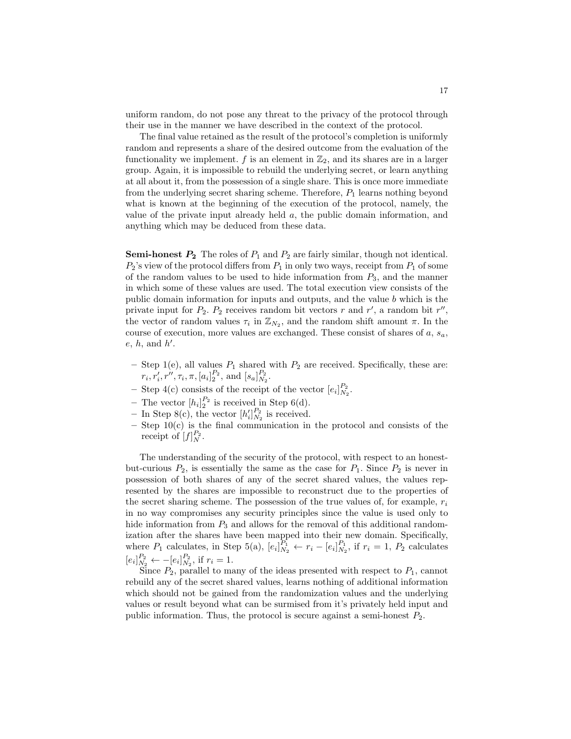uniform random, do not pose any threat to the privacy of the protocol through their use in the manner we have described in the context of the protocol.

The final value retained as the result of the protocol's completion is uniformly random and represents a share of the desired outcome from the evaluation of the functionality we implement. $f$ is an element in $\mathbb{Z}_2$, and its shares are in a larger group. Again, it is impossible to rebuild the underlying secret, or learn anything at all about it, from the possession of a single share. This is once more immediate from the underlying secret sharing scheme. Therefore, $P_1$ learns nothing beyond what is known at the beginning of the execution of the protocol, namely, the value of the private input already held $a$, the public domain information, and anything which may be deduced from these data.

**Semi-honest $P_2$** The roles of $P_1$ and $P_2$ are fairly similar, though not identical. $P_2$'s view of the protocol differs from $P_1$ in only two ways, receipt from $P_1$ of some of the random values to be used to hide information from $P_3$, and the manner in which some of these values are used. The total execution view consists of the public domain information for inputs and outputs, and the value $b$ which is the private input for $P_2$. $P_2$ receives random bit vectors $r$ and $r'$, a random bit $r''$, the vector of random values $\tau_i$ in $\mathbb{Z}_{N_2}$, and the random shift amount $\pi$. In the course of execution, more values are exchanged. These consist of shares of $a$, $s_a$, $e$, $h$, and $h'$.

- Step 1(e), all values $P_1$ shared with $P_2$ are received. Specifically, these are: $r_i, r_i', r'', \tau_i, \pi, [a_i]_2^{P_2}$, and $[s_a]_{N_2}^{P_2}$.
- Step 4(c) consists of the receipt of the vector $[e_i]_{N_2}^{P_2}$.
- The vector $[h_i]_2^{P_2}$ is received in Step 6(d).
- In Step 8(c), the vector $[h_i']_{N_2}^{P_2}$ is received.
- Step 10(c) is the final communication in the protocol and consists of the receipt of $[f]_N^{P_2}$.

The understanding of the security of the protocol, with respect to an honest-but-curious $P_2$, is essentially the same as the case for $P_1$. Since $P_2$ is never in possession of both shares of any of the secret shared values, the values represented by the shares are impossible to reconstruct due to the properties of the secret sharing scheme. The possession of the true values of, for example, $r_i$ in no way compromises any security principles since the value is used only to hide information from $P_3$ and allows for the removal of this additional randomization after the shares have been mapped into their new domain. Specifically, where $P_1$ calculates, in Step 5(a), $[e_i]_{N_2}^{P_1} \leftarrow r_i - [e_i]_{N_2}^{P_1}$, if $r_i = 1$, $P_2$ calculates $[e_i]_{N_2}^{P_2} \leftarrow -[e_i]_{N_2}^{P_2}$, if $r_i = 1$.

Since $P_2$, parallel to many of the ideas presented with respect to $P_1$, cannot rebuild any of the secret shared values, learns nothing of additional information which should not be gained from the randomization values and the underlying values or result beyond what can be surmised from it's privately held input and public information. Thus, the protocol is secure against a semi-honest $P_2$.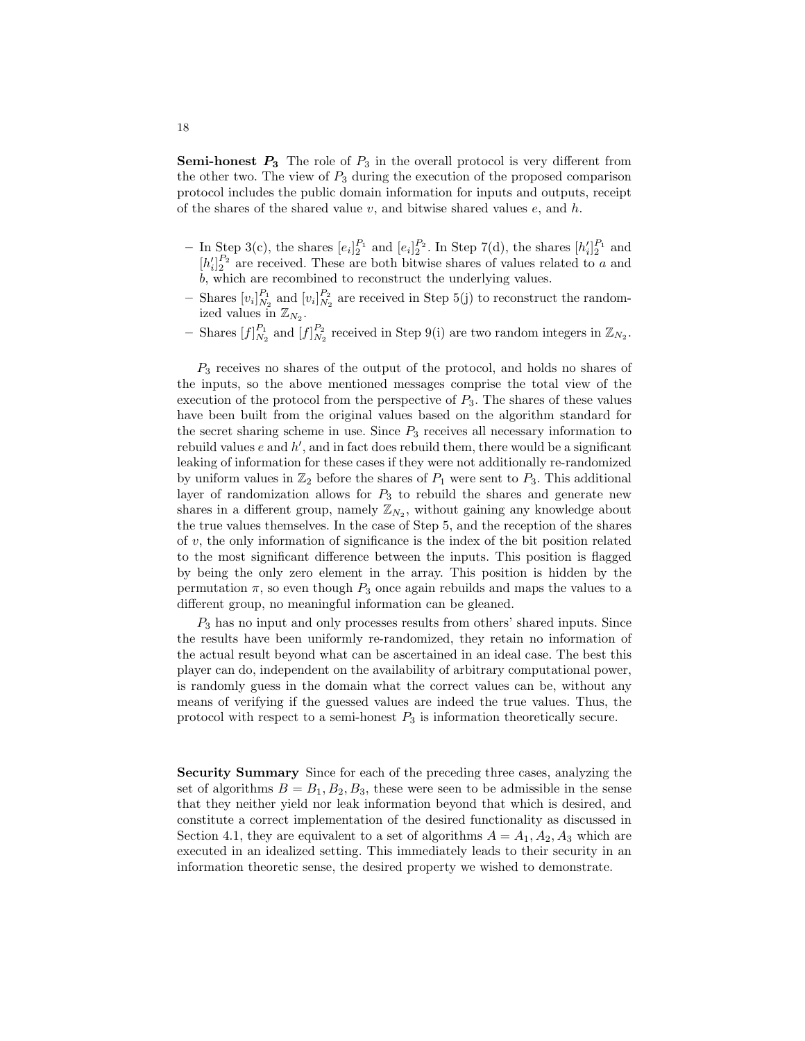**Semi-honest $P_3$** The role of $P_3$ in the overall protocol is very different from the other two. The view of $P_3$ during the execution of the proposed comparison protocol includes the public domain information for inputs and outputs, receipt of the shares of the shared value $v$, and bitwise shared values $e$, and $h$.

- In Step 3(c), the shares $[e_i]_2^{P_1}$ and $[e_i]_2^{P_2}$. In Step 7(d), the shares $[h'_i]_2^{P_1}$ and $[h'_i]_2^{P_2}$ are received. These are both bitwise shares of values related to $a$ and $b$, which are recombined to reconstruct the underlying values.
- Shares $[v_i]_{N_2}^{P_1}$ and $[v_i]_{N_2}^{P_2}$ are received in Step 5(j) to reconstruct the randomized values in $\mathbb{Z}_{N_2}$.
- Shares $[f]_{N_2}^{P_1}$ and $[f]_{N_2}^{P_2}$ received in Step 9(i) are two random integers in $\mathbb{Z}_{N_2}$.

$P_3$ receives no shares of the output of the protocol, and holds no shares of the inputs, so the above mentioned messages comprise the total view of the execution of the protocol from the perspective of $P_3$. The shares of these values have been built from the original values based on the algorithm standard for the secret sharing scheme in use. Since $P_3$ receives all necessary information to rebuild values $e$ and $h'$, and in fact does rebuild them, there would be a significant leaking of information for these cases if they were not additionally re-randomized by uniform values in $\mathbb{Z}_2$ before the shares of $P_1$ were sent to $P_3$. This additional layer of randomization allows for $P_3$ to rebuild the shares and generate new shares in a different group, namely $\mathbb{Z}_{N_2}$, without gaining any knowledge about the true values themselves. In the case of Step 5, and the reception of the shares of $v$, the only information of significance is the index of the bit position related to the most significant difference between the inputs. This position is flagged by being the only zero element in the array. This position is hidden by the permutation $\pi$, so even though $P_3$ once again rebuilds and maps the values to a different group, no meaningful information can be gleaned.

$P_3$ has no input and only processes results from others' shared inputs. Since the results have been uniformly re-randomized, they retain no information of the actual result beyond what can be ascertained in an ideal case. The best this player can do, independent on the availability of arbitrary computational power, is randomly guess in the domain what the correct values can be, without any means of verifying if the guessed values are indeed the true values. Thus, the protocol with respect to a semi-honest $P_3$ is information theoretically secure.

**Security Summary** Since for each of the preceding three cases, analyzing the set of algorithms $B = B_1, B_2, B_3$, these were seen to be admissible in the sense that they neither yield nor leak information beyond that which is desired, and constitute a correct implementation of the desired functionality as discussed in Section 4.1, they are equivalent to a set of algorithms $A = A_1, A_2, A_3$ which are executed in an idealized setting. This immediately leads to their security in an information theoretic sense, the desired property we wished to demonstrate.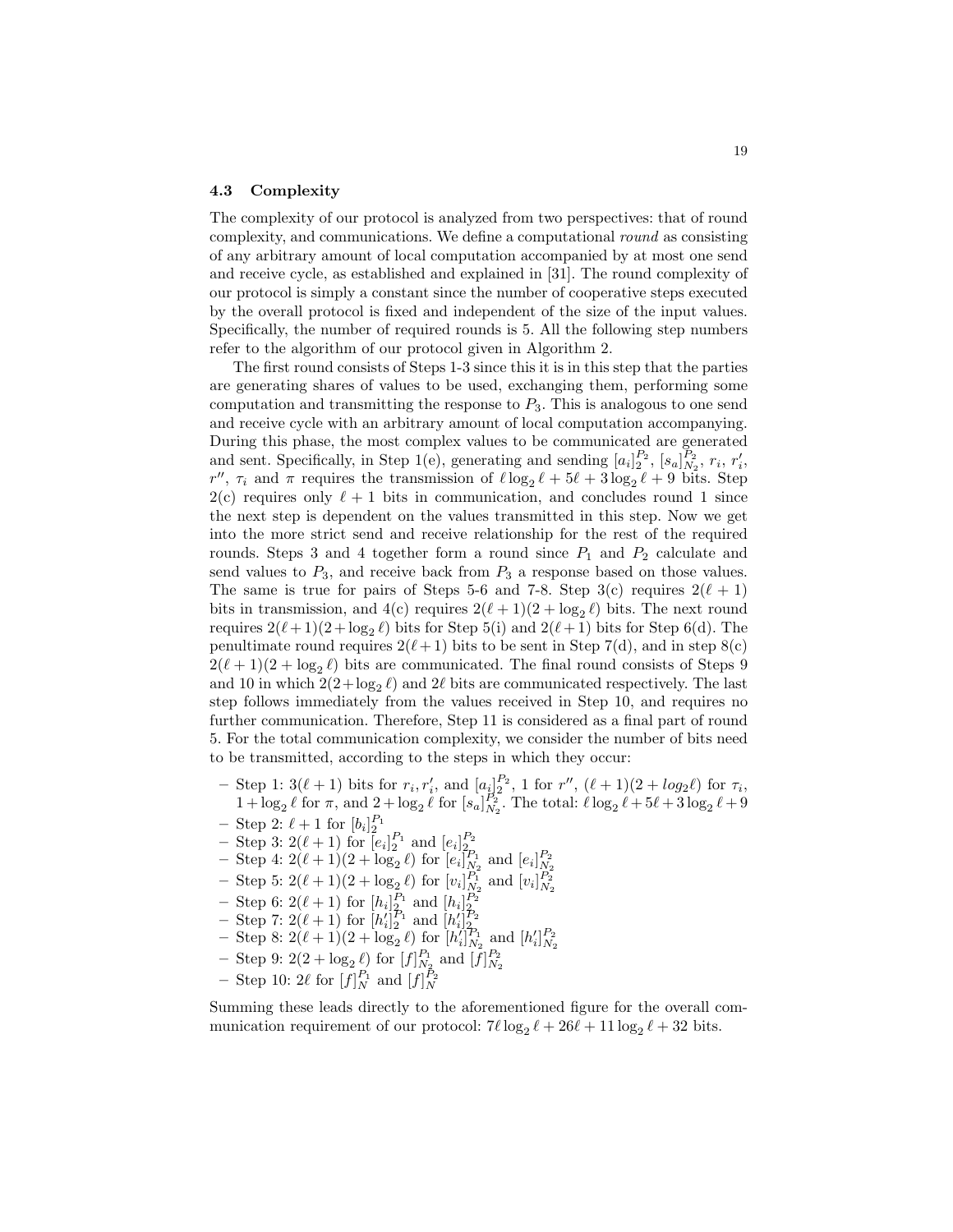### 4.3 Complexity

The complexity of our protocol is analyzed from two perspectives: that of round complexity, and communications. We define a computational *round* as consisting of any arbitrary amount of local computation accompanied by at most one send and receive cycle, as established and explained in [31]. The round complexity of our protocol is simply a constant since the number of cooperative steps executed by the overall protocol is fixed and independent of the size of the input values. Specifically, the number of required rounds is 5. All the following step numbers refer to the algorithm of our protocol given in Algorithm 2.

The first round consists of Steps 1-3 since this it is in this step that the parties are generating shares of values to be used, exchanging them, performing some computation and transmitting the response to $P_3$. This is analogous to one send and receive cycle with an arbitrary amount of local computation accompanying. During this phase, the most complex values to be communicated are generated and sent. Specifically, in Step 1(e), generating and sending $[a_i]_2^{P_2}$, $[s_a]_{N_2}^{P_2}$, $r_i$, $r_i'$, $r''$, $\tau_i$ and $\pi$ requires the transmission of $\ell \log_2 \ell + 5\ell + 3 \log_2 \ell + 9$ bits. Step 2(c) requires only $\ell + 1$ bits in communication, and concludes round 1 since the next step is dependent on the values transmitted in this step. Now we get into the more strict send and receive relationship for the rest of the required rounds. Steps 3 and 4 together form a round since $P_1$ and $P_2$ calculate and send values to $P_3$, and receive back from $P_3$ a response based on those values. The same is true for pairs of Steps 5-6 and 7-8. Step 3(c) requires $2(\ell + 1)$ bits in transmission, and 4(c) requires $2(\ell + 1)(2 + \log_2 \ell)$ bits. The next round requires $2(\ell+1)(2+\log_2 \ell)$ bits for Step 5(i) and $2(\ell+1)$ bits for Step 6(d). The penultimate round requires $2(\ell+1)$ bits to be sent in Step 7(d), and in step 8(c) $2(\ell + 1)(2 + \log_2 \ell)$ bits are communicated. The final round consists of Steps 9 and 10 in which $2(2+\log_2 \ell)$ and $2\ell$ bits are communicated respectively. The last step follows immediately from the values received in Step 10, and requires no further communication. Therefore, Step 11 is considered as a final part of round 5. For the total communication complexity, we consider the number of bits need to be transmitted, according to the steps in which they occur:

- Step 1: $3(\ell + 1)$ bits for $r_i, r_i'$, and $[a_i]_2^{P_2}$, 1 for $r''$, $(\ell + 1)(2 + log_2 \ell)$ for $\tau_i$, $1 + \log_2 \ell$ for $\pi$, and $2 + \log_2 \ell$ for $[s_a]_{N_2}^{P_2}$. The total: $\ell \log_2 \ell + 5\ell + 3 \log_2 \ell + 9$
- Step 2: $\ell + 1$ for $[b_i]_2^{P_1}$
- Step 3: $2(\ell + 1)$ for $[e_i]_2^{P_1}$ and $[e_i]_2^{P_2}$
- Step 4: $2(\ell + 1)(2 + \log_2 \ell)$ for $[e_i]_{N_2}^{P_1}$ and $[e_i]_{N_2}^{P_2}$
- Step 5: $2(\ell + 1)(2 + \log_2 \ell)$ for $[v_i]_{N_2}^{P_1}$ and $[v_i]_{N_2}^{P_2}$
- Step 6: $2(\ell + 1)$ for $[h_i]_2^{P_1}$ and $[h_i]_2^{P_2}$
- Step 7: $2(\ell + 1)$ for $[h_i']_2^{P_1}$ and $[h_i']_2^{P_2}$
- Step 8: $2(\ell + 1)(2 + \log_2 \ell)$ for $[h_i']_{N_2}^{P_1}$ and $[h_i']_{N_2}^{P_2}$
- Step 9: $2(2 + \log_2 \ell)$ for $[f]_{N_2}^{P_1}$ and $[f]_{N_2}^{P_2}$
- Step 10: $2\ell$ for $[f]_N^{P_1}$ and $[f]_N^{P_2}$

Summing these leads directly to the aforementioned figure for the overall communication requirement of our protocol: $7\ell \log_2 \ell + 26\ell + 11 \log_2 \ell + 32$ bits.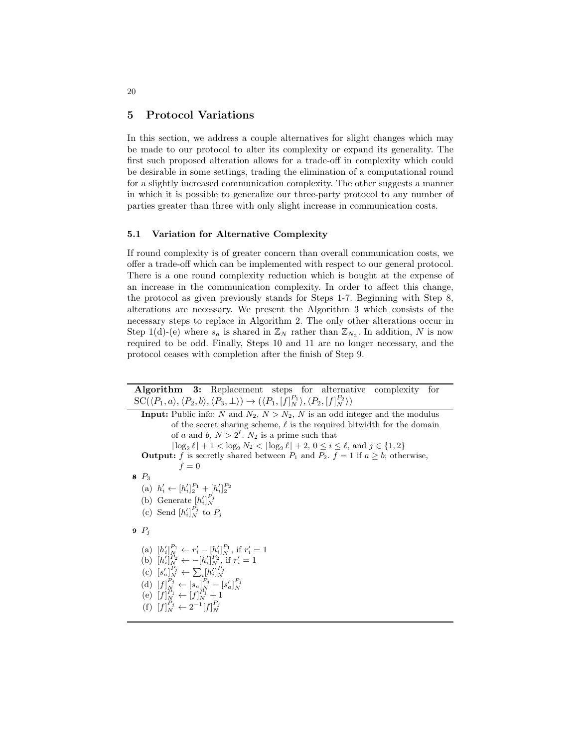## 5 Protocol Variations

In this section, we address a couple alternatives for slight changes which may be made to our protocol to alter its complexity or expand its generality. The first such proposed alteration allows for a trade-off in complexity which could be desirable in some settings, trading the elimination of a computational round for a slightly increased communication complexity. The other suggests a manner in which it is possible to generalize our three-party protocol to any number of parties greater than three with only slight increase in communication costs.

### 5.1 Variation for Alternative Complexity

If round complexity is of greater concern than overall communication costs, we offer a trade-off which can be implemented with respect to our general protocol. There is a one round complexity reduction which is bought at the expense of an increase in the communication complexity. In order to affect this change, the protocol as given previously stands for Steps 1-7. Beginning with Step 8, alterations are necessary. We present the Algorithm 3 which consists of the necessary steps to replace in Algorithm 2. The only other alterations occur in Step 1(d)-(e) where $s_a$ is shared in $\mathbb{Z}_N$ rather than $\mathbb{Z}_{N_2}$. In addition, $N$ is now required to be odd. Finally, Steps 10 and 11 are no longer necessary, and the protocol ceases with completion after the finish of Step 9.

---

**Algorithm 3:** Replacement steps for alternative complexity for $\text{SC}(\langle P_1, a\rangle, \langle P_2, b\rangle, \langle P_3, \perp\rangle) \rightarrow (\langle P_1, [f]_N^{P_1}\rangle, \langle P_2, [f]_N^{P_2}\rangle)$

---

**Input:** Public info: $N$ and $N_2$, $N > N_2$, $N$ is an odd integer and the modulus of the secret sharing scheme, $\ell$ is the required bitwidth for the domain of $a$ and $b$, $N > 2^\ell$. $N_2$ is a prime such that $\lceil \log_2 \ell \rceil + 1 < \log_2 N_2 < \lceil \log_2 \ell \rceil + 2$, $0 \leq i \leq \ell$, and $j \in \{1, 2\}$

**Output:** $f$ is secretly shared between $P_1$ and $P_2$. $f = 1$ if $a \geq b$; otherwise, $f = 0$

**8** $P_3$

- (a) $h'_i \leftarrow [h'_i]_2^{P_1} + [h'_i]_2^{P_2}$
- (b) Generate $[h'_i]_N^{P_j}$
- (c) Send $[h'_i]_N^{P_j}$ to $P_j$

**9** $P_j$

- (a) $[h'_i]_N^{P_1} \leftarrow r'_i - [h'_i]_N^{P_1}$, if $r'_i = 1$
- (b) $[h'_i]_N^{P_2} \leftarrow -[h'_i]_N^{P_2}$, if $r'_i = 1$
- (c) $[s'_a]_N^{P_j} \leftarrow \sum_i [h'_i]_N^{P_j}$
- (d) $[f]_N^{P_j} \leftarrow [s_a]_N^{P_j} - [s'_a]_N^{P_j}$
- (e) $[f]_N^{P_1} \leftarrow [f]_N^{P_1} + 1$
- (f) $[f]_N^{P_j} \leftarrow 2^{-1}[f]_N^{P_j}$

---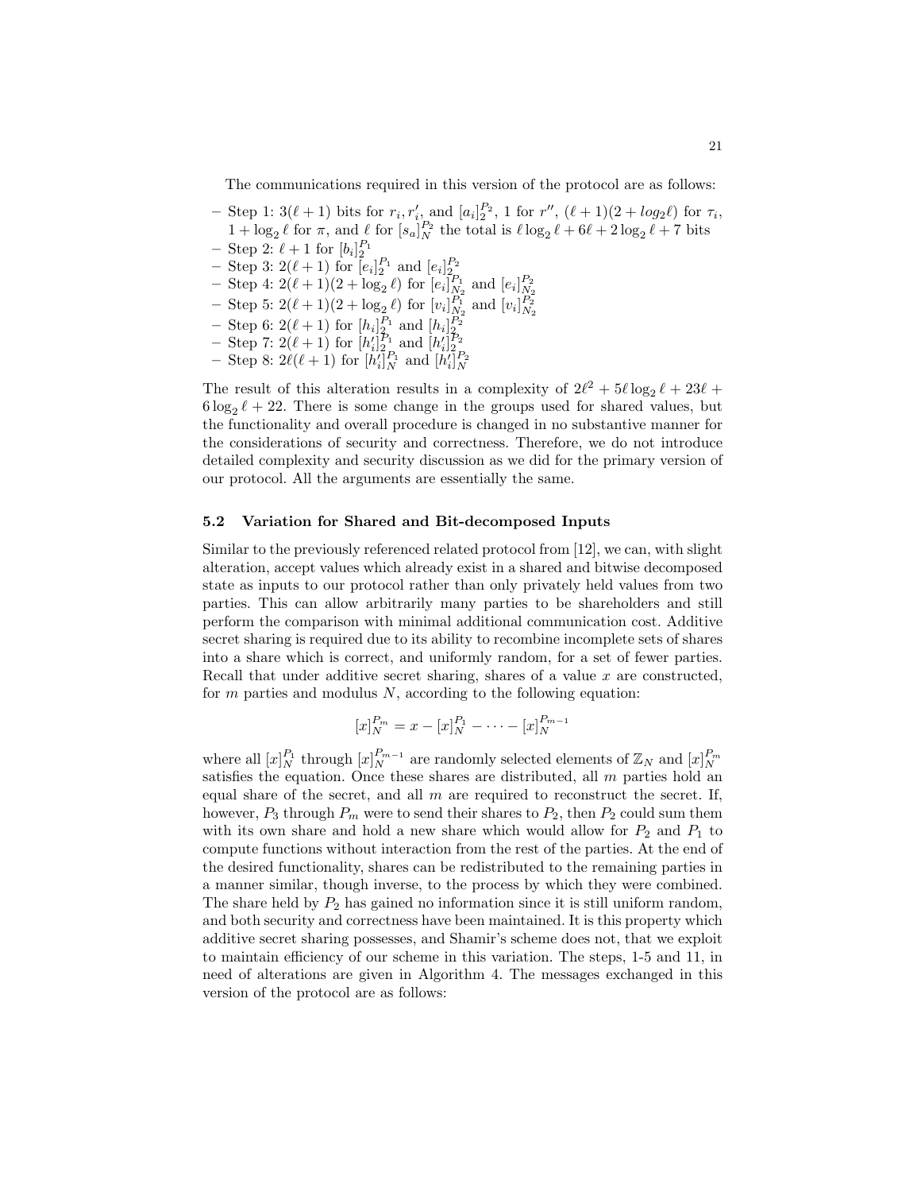The communications required in this version of the protocol are as follows:

- Step 1: $3(\ell+1)$ bits for $r_i, r'_i$, and $[a_i]_2^{P_2}$, 1 for $r''$, $(\ell+1)(2+log_2\ell)$ for $\tau_i$, $1+\log_2\ell$ for $\pi$, and $\ell$ for $[s_a]_N^{P_2}$ the total is $\ell\log_2\ell+6\ell+2\log_2\ell+7$ bits
- Step 2: $\ell+1$ for $[b_i]_2^{P_1}$
- Step 3: $2(\ell+1)$ for $[e_i]_2^{P_1}$ and $[e_i]_2^{P_2}$
- Step 4: $2(\ell+1)(2+\log_2\ell)$ for $[e_i]_{N_2}^{P_1}$ and $[e_i]_{N_2}^{P_2}$
- Step 5: $2(\ell+1)(2+\log_2\ell)$ for $[v_i]_{N_2}^{P_1}$ and $[v_i]_{N_2}^{P_2}$
- Step 6: $2(\ell+1)$ for $[h_i]_2^{P_1}$ and $[h_i]_2^{P_2}$
- Step 7: $2(\ell+1)$ for $[h'_i]_2^{P_1}$ and $[h'_i]_2^{P_2}$
- Step 8: $2\ell(\ell+1)$ for $[h'_i]_N^{P_1}$ and $[h'_i]_N^{P_2}$

The result of this alteration results in a complexity of $2\ell^2+5\ell\log_2\ell+23\ell+6\log_2\ell+22$. There is some change in the groups used for shared values, but the functionality and overall procedure is changed in no substantive manner for the considerations of security and correctness. Therefore, we do not introduce detailed complexity and security discussion as we did for the primary version of our protocol. All the arguments are essentially the same.

### 5.2 Variation for Shared and Bit-decomposed Inputs

Similar to the previously referenced related protocol from [12], we can, with slight alteration, accept values which already exist in a shared and bitwise decomposed state as inputs to our protocol rather than only privately held values from two parties. This can allow arbitrarily many parties to be shareholders and still perform the comparison with minimal additional communication cost. Additive secret sharing is required due to its ability to recombine incomplete sets of shares into a share which is correct, and uniformly random, for a set of fewer parties. Recall that under additive secret sharing, shares of a value $x$ are constructed, for $m$ parties and modulus $N$, according to the following equation:

$$[x]_N^{P_m} = x - [x]_N^{P_1} - \cdots - [x]_N^{P_{m-1}}$$

where all $[x]_N^{P_1}$ through $[x]_N^{P_{m-1}}$ are randomly selected elements of $\mathbb{Z}_N$ and $[x]_N^{P_m}$ satisfies the equation. Once these shares are distributed, all $m$ parties hold an equal share of the secret, and all $m$ are required to reconstruct the secret. If, however, $P_3$ through $P_m$ were to send their shares to $P_2$, then $P_2$ could sum them with its own share and hold a new share which would allow for $P_2$ and $P_1$ to compute functions without interaction from the rest of the parties. At the end of the desired functionality, shares can be redistributed to the remaining parties in a manner similar, though inverse, to the process by which they were combined. The share held by $P_2$ has gained no information since it is still uniform random, and both security and correctness have been maintained. It is this property which additive secret sharing possesses, and Shamir's scheme does not, that we exploit to maintain efficiency of our scheme in this variation. The steps, 1-5 and 11, in need of alterations are given in Algorithm 4. The messages exchanged in this version of the protocol are as follows: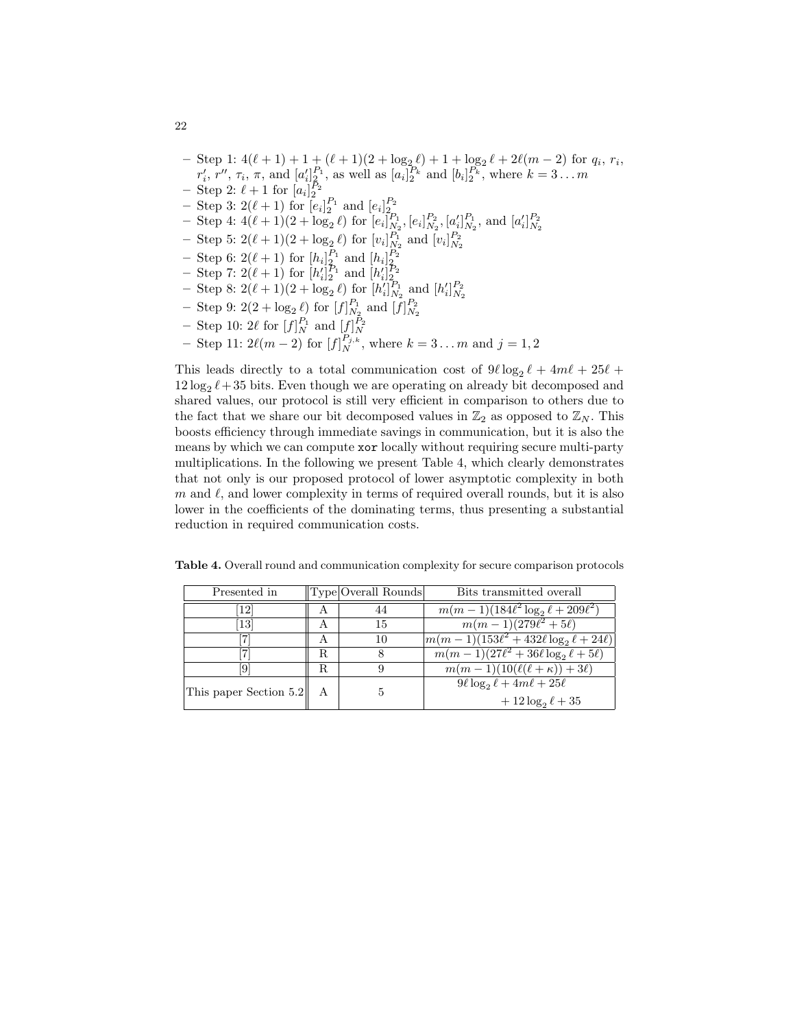- Step 1: $4(\ell+1)+1+(\ell+1)(2+\log_2 \ell)+1+\log_2 \ell+2\ell(m-2)$ for $q_i$, $r_i$, $r'_i$, $r''$, $\tau_i$, $\pi$, and $[a'_i]_2^{P_1}$, as well as $[a_i]_2^{P_k}$ and $[b_i]_2^{P_k}$, where $k=3\ldots m$
- Step 2: $\ell+1$ for $[a_i]_2^{P_2}$
- Step 3: $2(\ell+1)$ for $[e_i]_2^{P_1}$ and $[e_i]_2^{P_2}$
- Step 4: $4(\ell+1)(2+\log_2 \ell)$ for $[e_i]_{N_2}^{P_1}$, $[e_i]_{N_2}^{P_2}$, $[a'_i]_{N_2}^{P_1}$, and $[a'_i]_{N_2}^{P_2}$
- Step 5: $2(\ell+1)(2+\log_2 \ell)$ for $[v_i]_{N_2}^{P_1}$ and $[v_i]_{N_2}^{P_2}$
- Step 6: $2(\ell+1)$ for $[h_i]_2^{P_1}$ and $[h_i]_2^{P_2}$
- Step 7: $2(\ell+1)$ for $[h'_i]_2^{P_1}$ and $[h'_i]_2^{P_2}$
- Step 8: $2(\ell+1)(2+\log_2 \ell)$ for $[h'_i]_{N_2}^{P_1}$ and $[h'_i]_{N_2}^{P_2}$
- Step 9: $2(2+\log_2 \ell)$ for $[f]_{N_2}^{P_1}$ and $[f]_{N_2}^{P_2}$
- Step 10: $2\ell$ for $[f]_N^{P_1}$ and $[f]_N^{P_2}$
- Step 11: $2\ell(m-2)$ for $[f]_N^{P_{j,k}}$, where $k=3\ldots m$ and $j=1,2$

This leads directly to a total communication cost of $9\ell\log_2 \ell+4m\ell+25\ell+12\log_2 \ell+35$ bits. Even though we are operating on already bit decomposed and shared values, our protocol is still very efficient in comparison to others due to the fact that we share our bit decomposed values in $\mathbb{Z}_2$ as opposed to $\mathbb{Z}_N$. This boosts efficiency through immediate savings in communication, but it is also the means by which we can compute `xor` locally without requiring secure multi-party multiplications. In the following we present Table 4, which clearly demonstrates that not only is our proposed protocol of lower asymptotic complexity in both $m$ and $\ell$, and lower complexity in terms of required overall rounds, but it is also lower in the coefficients of the dominating terms, thus presenting a substantial reduction in required communication costs.

**Table 4.** Overall round and communication complexity for secure comparison protocols

| Presented in | Type | Overall Rounds | Bits transmitted overall |
|---|---|---|---|
| [12] | A | 44 | $m(m-1)(184\ell^2\log_2 \ell+209\ell^2)$ |
| [13] | A | 15 | $m(m-1)(279\ell^2+5\ell)$ |
| [7] | A | 10 | $m(m-1)(153\ell^2+432\ell\log_2 \ell+24\ell)$ |
| [7] | R | 8 | $m(m-1)(27\ell^2+36\ell\log_2 \ell+5\ell)$ |
| [9] | R | 9 | $m(m-1)(10(\ell(\ell+\kappa))+3\ell)$ |
| This paper Section 5.2 | A | 5 | $9\ell\log_2 \ell+4m\ell+25\ell$ $+12\log_2 \ell+35$ |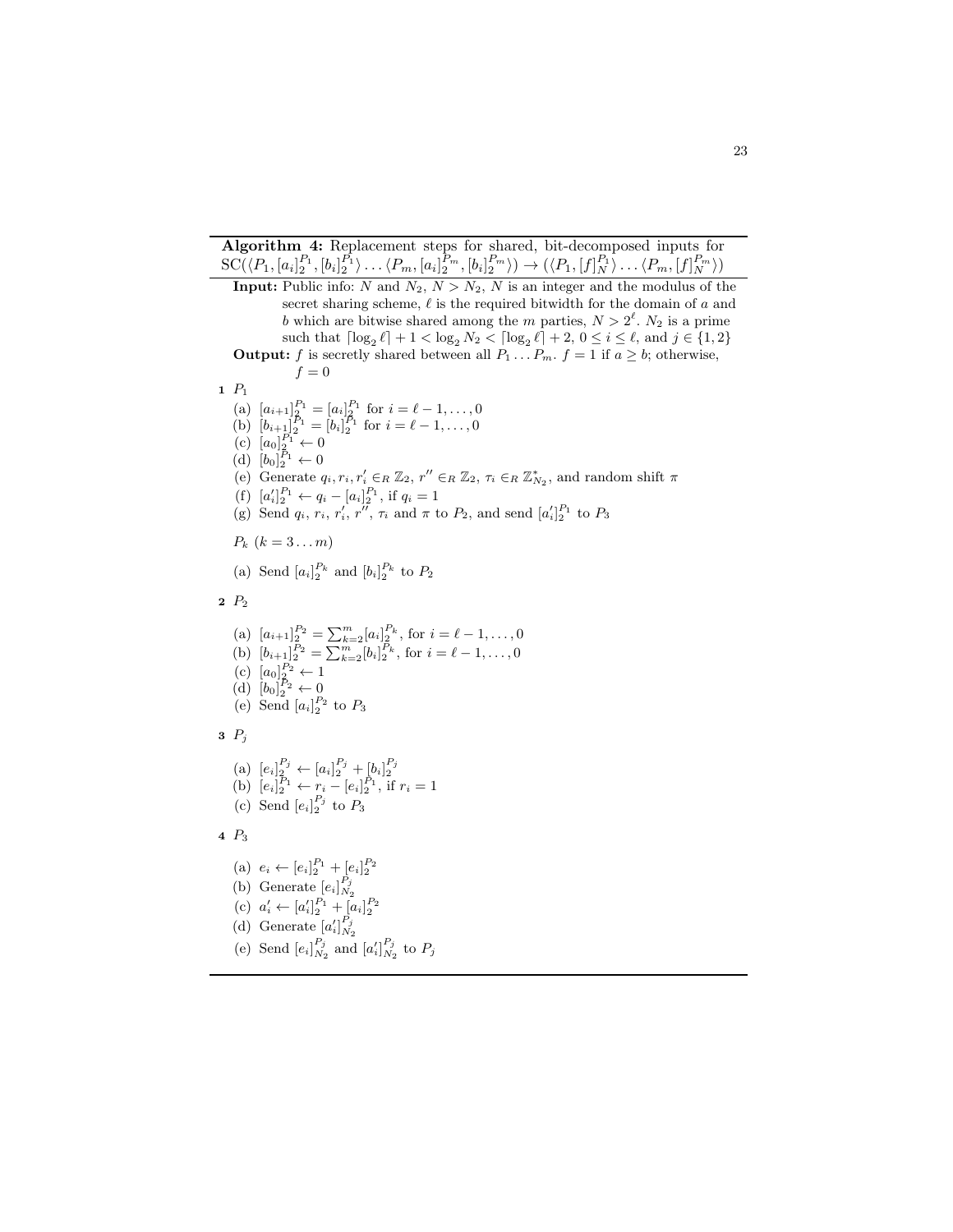**Algorithm 4:** Replacement steps for shared, bit-decomposed inputs for $\text{SC}(\langle P_1, [a_i]_2^{P_1}, [b_i]_2^{P_1}\rangle \ldots \langle P_m, [a_i]_2^{P_m}, [b_i]_2^{P_m}\rangle) \rightarrow (\langle P_1, [f]_N^{P_1}\rangle \ldots \langle P_m, [f]_N^{P_m}\rangle)$

**Input:** Public info: $N$ and $N_2$, $N > N_2$, $N$ is an integer and the modulus of the secret sharing scheme, $\ell$ is the required bitwidth for the domain of $a$ and $b$ which are bitwise shared among the $m$ parties, $N > 2^\ell$. $N_2$ is a prime such that $\lceil \log_2 \ell \rceil + 1 < \log_2 N_2 < \lceil \log_2 \ell \rceil + 2$, $0 \leq i \leq \ell$, and $j \in \{1, 2\}$

**Output:** $f$ is secretly shared between all $P_1 \ldots P_m$. $f = 1$ if $a \geq b$; otherwise, $f = 0$

**1** $P_1$

(a) $[a_{i+1}]_2^{P_1} = [a_i]_2^{P_1}$ for $i = \ell - 1, \ldots, 0$
(b) $[b_{i+1}]_2^{P_1} = [b_i]_2^{P_1}$ for $i = \ell - 1, \ldots, 0$
(c) $[a_0]_2^{P_1} \leftarrow 0$
(d) $[b_0]_2^{P_1} \leftarrow 0$
(e) Generate $q_i, r_i, r_i' \in_R \mathbb{Z}_2$, $r'' \in_R \mathbb{Z}_2$, $\tau_i \in_R \mathbb{Z}_{N_2}^*$, and random shift $\pi$
(f) $[a_i']_2^{P_1} \leftarrow q_i - [a_i]_2^{P_1}$, if $q_i = 1$
(g) Send $q_i$, $r_i$, $r_i'$, $r''$, $\tau_i$ and $\pi$ to $P_2$, and send $[a_i']_2^{P_1}$ to $P_3$

$P_k$ $(k = 3 \ldots m)$

(a) Send $[a_i]_2^{P_k}$ and $[b_i]_2^{P_k}$ to $P_2$

**2** $P_2$

(a) $[a_{i+1}]_2^{P_2} = \sum_{k=2}^{m} [a_i]_2^{P_k}$, for $i = \ell - 1, \ldots, 0$
(b) $[b_{i+1}]_2^{P_2} = \sum_{k=2}^{m} [b_i]_2^{P_k}$, for $i = \ell - 1, \ldots, 0$
(c) $[a_0]_2^{P_2} \leftarrow 1$
(d) $[b_0]_2^{P_2} \leftarrow 0$
(e) Send $[a_i]_2^{P_2}$ to $P_3$

**3** $P_j$

(a) $[e_i]_2^{P_j} \leftarrow [a_i]_2^{P_j} + [b_i]_2^{P_j}$
(b) $[e_i]_2^{P_1} \leftarrow r_i - [e_i]_2^{P_1}$, if $r_i = 1$
(c) Send $[e_i]_2^{P_j}$ to $P_3$

**4** $P_3$

(a) $e_i \leftarrow [e_i]_2^{P_1} + [e_i]_2^{P_2}$
(b) Generate $[e_i]_{N_2}^{P_j}$
(c) $a_i' \leftarrow [a_i']_2^{P_1} + [a_i]_2^{P_2}$
(d) Generate $[a_i']_{N_2}^{P_j}$
(e) Send $[e_i]_{N_2}^{P_j}$ and $[a_i']_{N_2}^{P_j}$ to $P_j$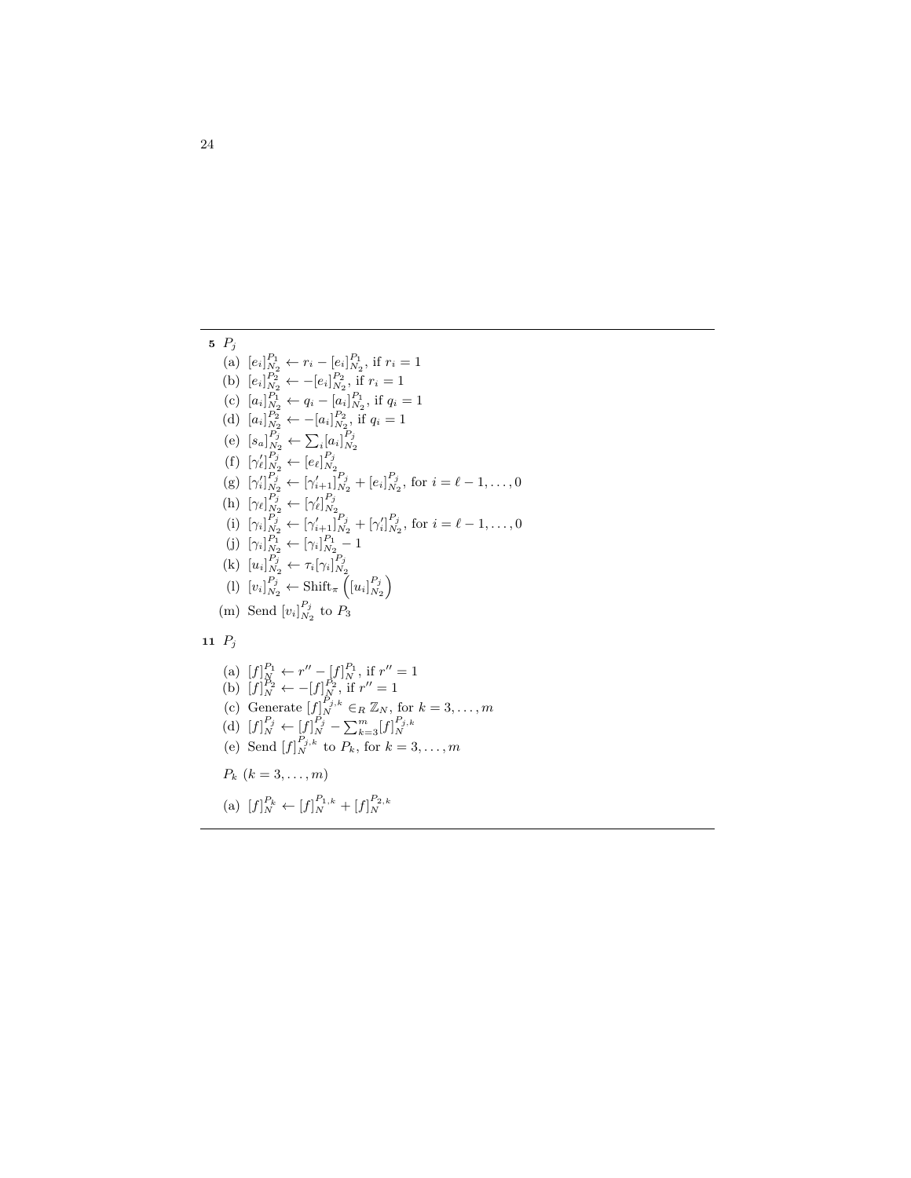**5** $P_j$

(a) $[e_i]_{N_2}^{P_1} \leftarrow r_i - [e_i]_{N_2}^{P_1}$, if $r_i = 1$

(b) $[e_i]_{N_2}^{P_2} \leftarrow -[e_i]_{N_2}^{P_2}$, if $r_i = 1$

(c) $[a_i]_{N_2}^{P_1} \leftarrow q_i - [a_i]_{N_2}^{P_1}$, if $q_i = 1$

(d) $[a_i]_{N_2}^{P_2} \leftarrow -[a_i]_{N_2}^{P_2}$, if $q_i = 1$

(e) $[s_a]_{N_2}^{P_j} \leftarrow \sum_i [a_i]_{N_2}^{P_j}$

(f) $[\gamma'_\ell]_{N_2}^{P_j} \leftarrow [e_\ell]_{N_2}^{P_j}$

(g) $[\gamma'_i]_{N_2}^{P_j} \leftarrow [\gamma'_{i+1}]_{N_2}^{P_j} + [e_i]_{N_2}^{P_j}$, for $i = \ell - 1, \ldots, 0$

(h) $[\gamma_\ell]_{N_2}^{P_j} \leftarrow [\gamma'_\ell]_{N_2}^{P_j}$

(i) $[\gamma_i]_{N_2}^{P_j} \leftarrow [\gamma'_{i+1}]_{N_2}^{P_j} + [\gamma'_i]_{N_2}^{P_j}$, for $i = \ell - 1, \ldots, 0$

(j) $[\gamma_i]_{N_2}^{P_1} \leftarrow [\gamma_i]_{N_2}^{P_1} - 1$

(k) $[u_i]_{N_2}^{P_j} \leftarrow \tau_i [\gamma_i]_{N_2}^{P_j}$

(l) $[v_i]_{N_2}^{P_j} \leftarrow \mathrm{Shift}_\pi \left( [u_i]_{N_2}^{P_j} \right)$

(m) Send $[v_i]_{N_2}^{P_j}$ to $P_3$

**11** $P_j$

(a) $[f]_N^{P_1} \leftarrow r'' - [f]_N^{P_1}$, if $r'' = 1$

(b) $[f]_N^{P_2} \leftarrow -[f]_N^{P_2}$, if $r'' = 1$

(c) Generate $[f]_N^{P_j,k} \in_R \mathbb{Z}_N$, for $k = 3, \ldots, m$

(d) $[f]_N^{P_j} \leftarrow [f]_N^{P_j} - \sum_{k=3}^{m} [f]_N^{P_j,k}$

(e) Send $[f]_N^{P_j,k}$ to $P_k$, for $k = 3, \ldots, m$

$P_k$ $(k = 3, \ldots, m)$

(a) $[f]_N^{P_k} \leftarrow [f]_N^{P_1,k} + [f]_N^{P_2,k}$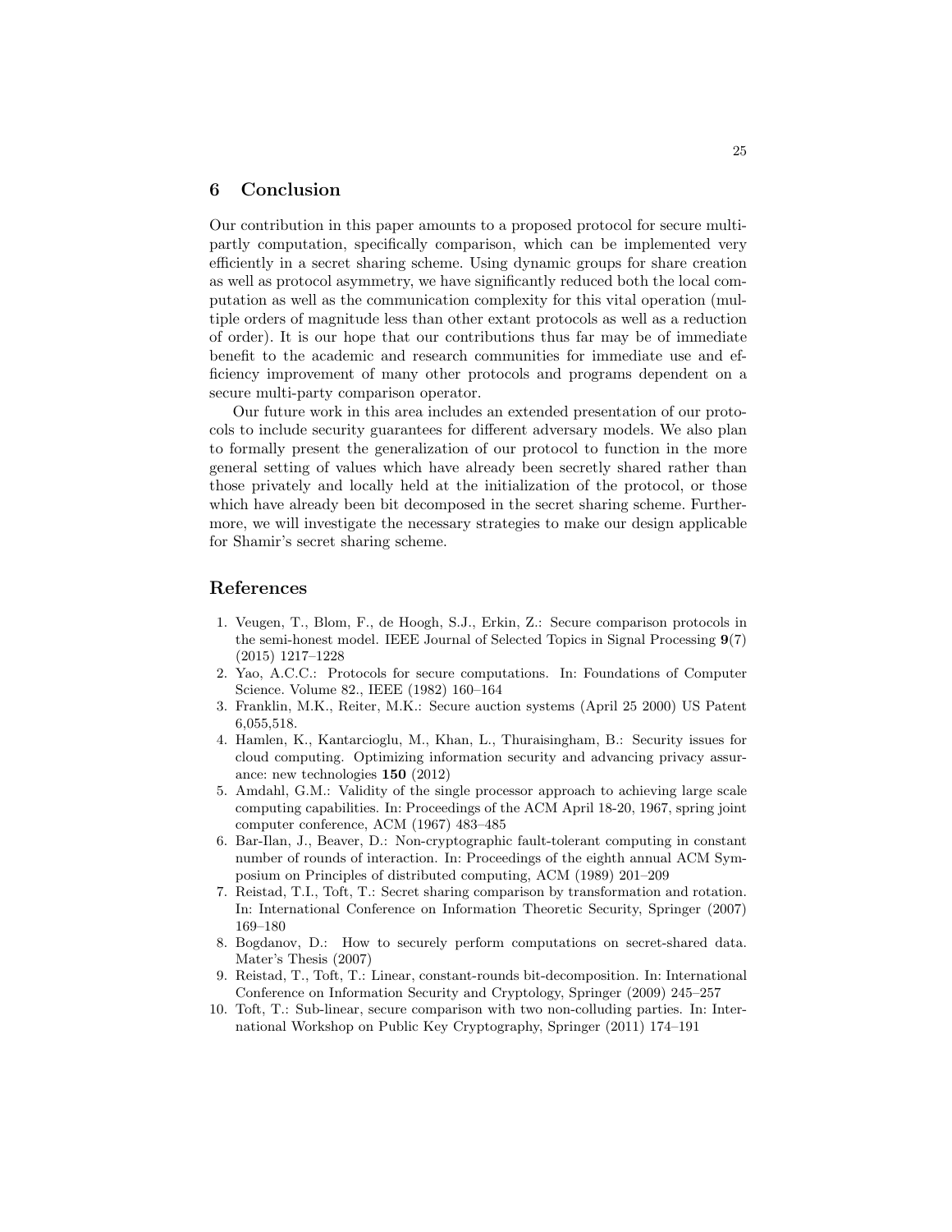## 6 Conclusion

Our contribution in this paper amounts to a proposed protocol for secure multi-partly computation, specifically comparison, which can be implemented very efficiently in a secret sharing scheme. Using dynamic groups for share creation as well as protocol asymmetry, we have significantly reduced both the local computation as well as the communication complexity for this vital operation (multiple orders of magnitude less than other extant protocols as well as a reduction of order). It is our hope that our contributions thus far may be of immediate benefit to the academic and research communities for immediate use and efficiency improvement of many other protocols and programs dependent on a secure multi-party comparison operator.

Our future work in this area includes an extended presentation of our protocols to include security guarantees for different adversary models. We also plan to formally present the generalization of our protocol to function in the more general setting of values which have already been secretly shared rather than those privately and locally held at the initialization of the protocol, or those which have already been bit decomposed in the secret sharing scheme. Furthermore, we will investigate the necessary strategies to make our design applicable for Shamir's secret sharing scheme.

## References

1. Veugen, T., Blom, F., de Hoogh, S.J., Erkin, Z.: Secure comparison protocols in the semi-honest model. IEEE Journal of Selected Topics in Signal Processing **9**(7) (2015) 1217–1228
2. Yao, A.C.C.: Protocols for secure computations. In: Foundations of Computer Science. Volume 82., IEEE (1982) 160–164
3. Franklin, M.K., Reiter, M.K.: Secure auction systems (April 25 2000) US Patent 6,055,518.
4. Hamlen, K., Kantarcioglu, M., Khan, L., Thuraisingham, B.: Security issues for cloud computing. Optimizing information security and advancing privacy assurance: new technologies **150** (2012)
5. Amdahl, G.M.: Validity of the single processor approach to achieving large scale computing capabilities. In: Proceedings of the ACM April 18-20, 1967, spring joint computer conference, ACM (1967) 483–485
6. Bar-Ilan, J., Beaver, D.: Non-cryptographic fault-tolerant computing in constant number of rounds of interaction. In: Proceedings of the eighth annual ACM Symposium on Principles of distributed computing, ACM (1989) 201–209
7. Reistad, T.I., Toft, T.: Secret sharing comparison by transformation and rotation. In: International Conference on Information Theoretic Security, Springer (2007) 169–180
8. Bogdanov, D.: How to securely perform computations on secret-shared data. Mater's Thesis (2007)
9. Reistad, T., Toft, T.: Linear, constant-rounds bit-decomposition. In: International Conference on Information Security and Cryptology, Springer (2009) 245–257
10. Toft, T.: Sub-linear, secure comparison with two non-colluding parties. In: International Workshop on Public Key Cryptography, Springer (2011) 174–191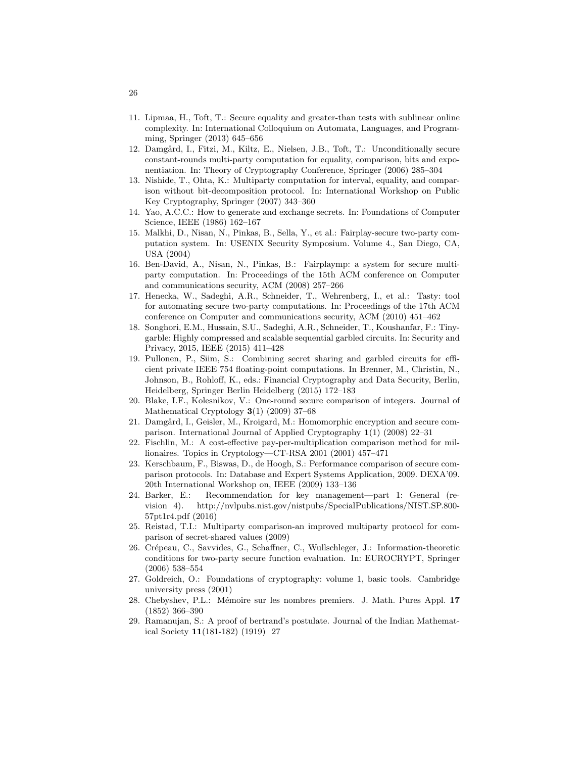11. Lipmaa, H., Toft, T.: Secure equality and greater-than tests with sublinear online complexity. In: International Colloquium on Automata, Languages, and Programming, Springer (2013) 645–656
12. Damgård, I., Fitzi, M., Kiltz, E., Nielsen, J.B., Toft, T.: Unconditionally secure constant-rounds multi-party computation for equality, comparison, bits and exponentiation. In: Theory of Cryptography Conference, Springer (2006) 285–304
13. Nishide, T., Ohta, K.: Multiparty computation for interval, equality, and comparison without bit-decomposition protocol. In: International Workshop on Public Key Cryptography, Springer (2007) 343–360
14. Yao, A.C.C.: How to generate and exchange secrets. In: Foundations of Computer Science, IEEE (1986) 162–167
15. Malkhi, D., Nisan, N., Pinkas, B., Sella, Y., et al.: Fairplay-secure two-party computation system. In: USENIX Security Symposium. Volume 4., San Diego, CA, USA (2004)
16. Ben-David, A., Nisan, N., Pinkas, B.: Fairplaymp: a system for secure multi-party computation. In: Proceedings of the 15th ACM conference on Computer and communications security, ACM (2008) 257–266
17. Henecka, W., Sadeghi, A.R., Schneider, T., Wehrenberg, I., et al.: Tasty: tool for automating secure two-party computations. In: Proceedings of the 17th ACM conference on Computer and communications security, ACM (2010) 451–462
18. Songhori, E.M., Hussain, S.U., Sadeghi, A.R., Schneider, T., Koushanfar, F.: Tiny-garble: Highly compressed and scalable sequential garbled circuits. In: Security and Privacy, 2015, IEEE (2015) 411–428
19. Pullonen, P., Siim, S.: Combining secret sharing and garbled circuits for efficient private IEEE 754 floating-point computations. In Brenner, M., Christin, N., Johnson, B., Rohloff, K., eds.: Financial Cryptography and Data Security, Berlin, Heidelberg, Springer Berlin Heidelberg (2015) 172–183
20. Blake, I.F., Kolesnikov, V.: One-round secure comparison of integers. Journal of Mathematical Cryptology **3**(1) (2009) 37–68
21. Damgård, I., Geisler, M., Kroigard, M.: Homomorphic encryption and secure comparison. International Journal of Applied Cryptography **1**(1) (2008) 22–31
22. Fischlin, M.: A cost-effective pay-per-multiplication comparison method for millionaires. Topics in Cryptology—CT-RSA 2001 (2001) 457–471
23. Kerschbaum, F., Biswas, D., de Hoogh, S.: Performance comparison of secure comparison protocols. In: Database and Expert Systems Application, 2009. DEXA'09. 20th International Workshop on, IEEE (2009) 133–136
24. Barker, E.: Recommendation for key management—part 1: General (revision 4). http://nvlpubs.nist.gov/nistpubs/SpecialPublications/NIST.SP.800-57pt1r4.pdf (2016)
25. Reistad, T.I.: Multiparty comparison-an improved multiparty protocol for comparison of secret-shared values (2009)
26. Crépeau, C., Savvides, G., Schaffner, C., Wullschleger, J.: Information-theoretic conditions for two-party secure function evaluation. In: EUROCRYPT, Springer (2006) 538–554
27. Goldreich, O.: Foundations of cryptography: volume 1, basic tools. Cambridge university press (2001)
28. Chebyshev, P.L.: Mémoire sur les nombres premiers. J. Math. Pures Appl. **17** (1852) 366–390
29. Ramanujan, S.: A proof of bertrand's postulate. Journal of the Indian Mathematical Society **11**(181-182) (1919) 27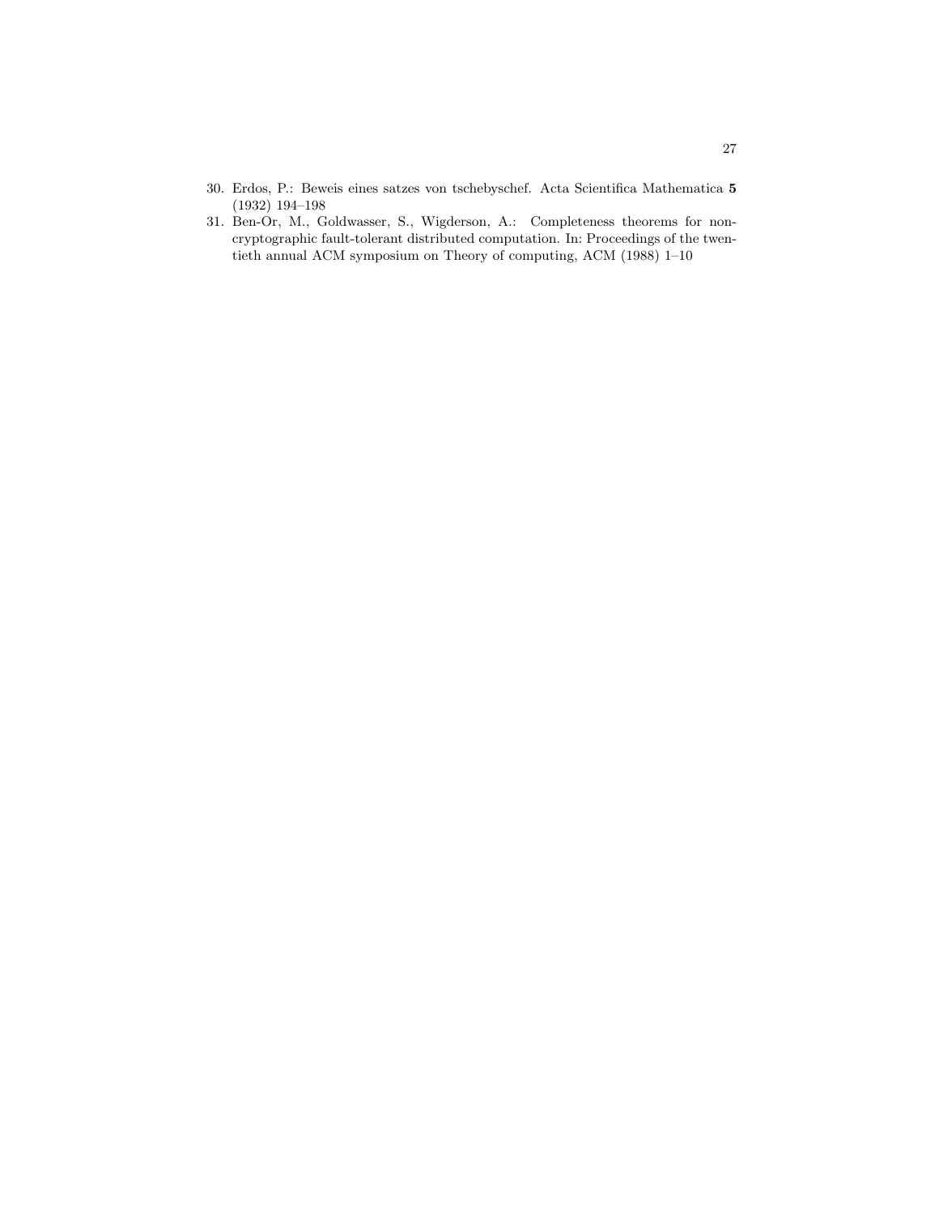30. Erdos, P.: Beweis eines satzes von tschebyschef. Acta Scientifica Mathematica **5** (1932) 194–198
31. Ben-Or, M., Goldwasser, S., Wigderson, A.: Completeness theorems for non-cryptographic fault-tolerant distributed computation. In: Proceedings of the twentieth annual ACM symposium on Theory of computing, ACM (1988) 1–10